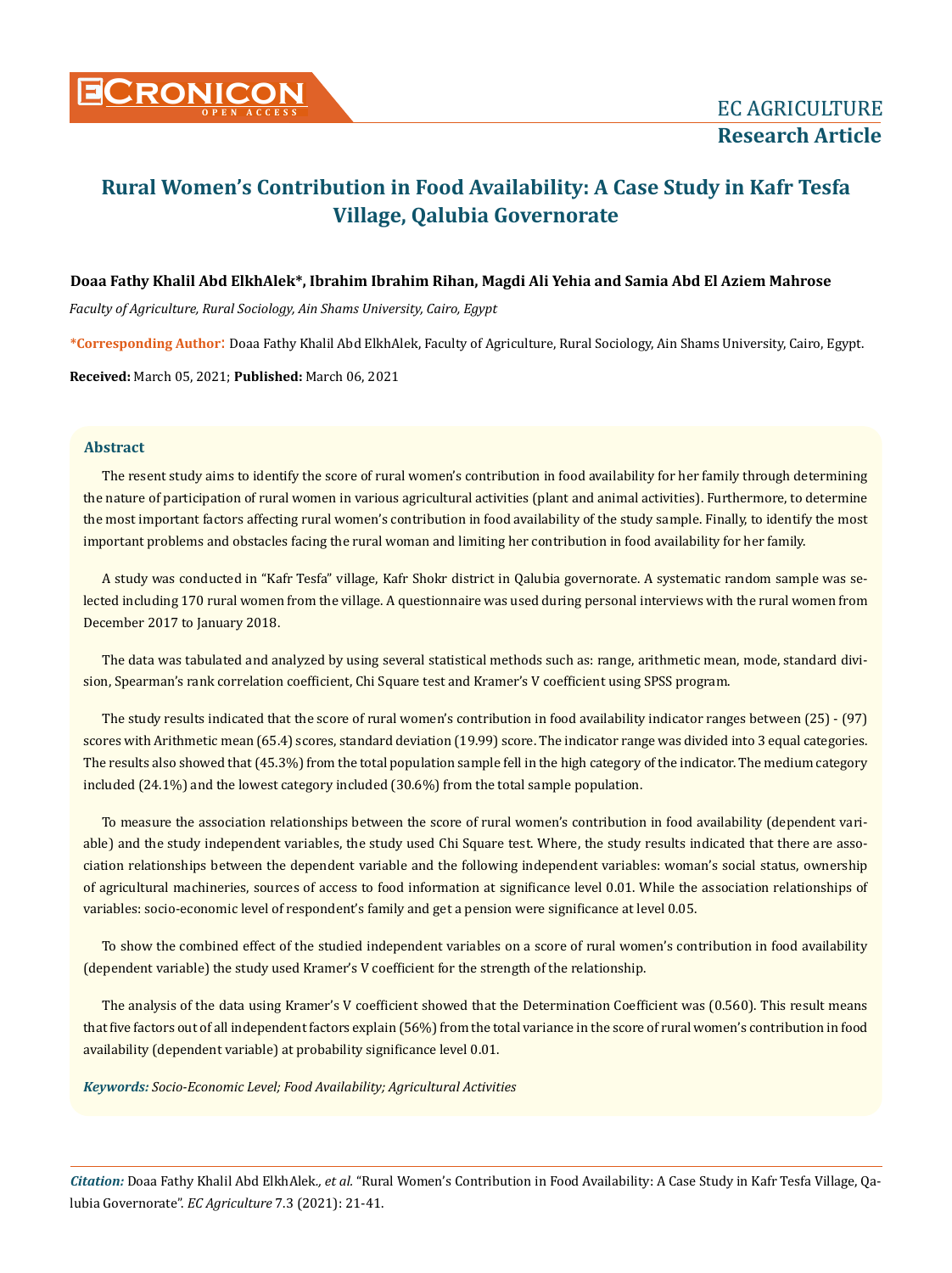# Rural Women's Contribution in Food Availability: A Case Study in Kafr Tesfa Village, Qalubia Governorate

**Doaa Fathy Khalil Abd ElkhAlek\*, Ibrahim Ibrahim Rihan, Magdi Ali Yehia and Samia Abd El Aziem Mahrose**

*Faculty of Agriculture, Rural Sociology, Ain Shams University, Cairo, Egypt*

**\*Corresponding Author**: Doaa Fathy Khalil Abd ElkhAlek, Faculty of Agriculture, Rural Sociology, Ain Shams University, Cairo, Egypt.

**Received:** March 05, 2021; **Published:** March 06, 2021

## Abstract

The resent study aims to identify the score of rural women's contribution in food availability for her family through determining the nature of participation of rural women in various agricultural activities (plant and animal activities). Furthermore, to determine the most important factors affecting rural women's contribution in food availability of the study sample. Finally, to identify the most important problems and obstacles facing the rural woman and limiting her contribution in food availability for her family.

A study was conducted in "Kafr Tesfa" village, Kafr Shokr district in Qalubia governorate. A systematic random sample was selected including 170 rural women from the village. A questionnaire was used during personal interviews with the rural women from December 2017 to January 2018.

The data was tabulated and analyzed by using several statistical methods such as: range, arithmetic mean, mode, standard division, Spearman's rank correlation coefficient, Chi Square test and Kramer's V coefficient using SPSS program.

The study results indicated that the score of rural women's contribution in food availability indicator ranges between (25) - (97) scores with Arithmetic mean (65.4) scores, standard deviation (19.99) score. The indicator range was divided into 3 equal categories. The results also showed that (45.3%) from the total population sample fell in the high category of the indicator. The medium category included (24.1%) and the lowest category included (30.6%) from the total sample population.

To measure the association relationships between the score of rural women's contribution in food availability (dependent variable) and the study independent variables, the study used Chi Square test. Where, the study results indicated that there are association relationships between the dependent variable and the following independent variables: woman's social status, ownership of agricultural machineries, sources of access to food information at significance level 0.01. While the association relationships of variables: socio-economic level of respondent's family and get a pension were significance at level 0.05.

To show the combined effect of the studied independent variables on a score of rural women's contribution in food availability (dependent variable) the study used Kramer's V coefficient for the strength of the relationship.

The analysis of the data using Kramer's V coefficient showed that the Determination Coefficient was (0.560). This result means that five factors out of all independent factors explain (56%) from the total variance in the score of rural women's contribution in food availability (dependent variable) at probability significance level 0.01.

***Keywords:*** *Socio-Economic Level; Food Availability; Agricultural Activities*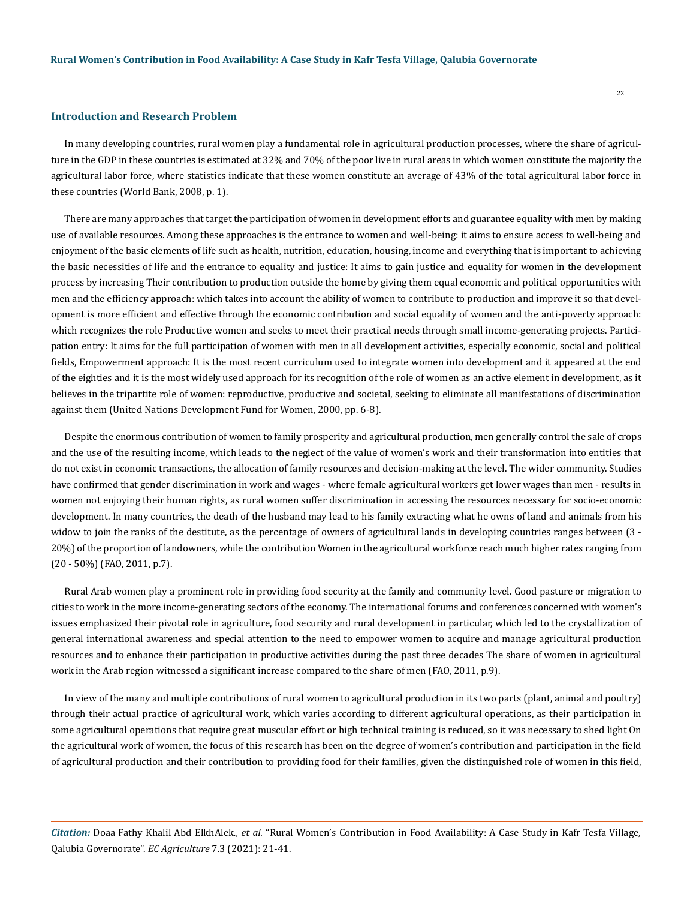## Introduction and Research Problem

In many developing countries, rural women play a fundamental role in agricultural production processes, where the share of agriculture in the GDP in these countries is estimated at 32% and 70% of the poor live in rural areas in which women constitute the majority the agricultural labor force, where statistics indicate that these women constitute an average of 43% of the total agricultural labor force in these countries (World Bank, 2008, p. 1).

There are many approaches that target the participation of women in development efforts and guarantee equality with men by making use of available resources. Among these approaches is the entrance to women and well-being: it aims to ensure access to well-being and enjoyment of the basic elements of life such as health, nutrition, education, housing, income and everything that is important to achieving the basic necessities of life and the entrance to equality and justice: It aims to gain justice and equality for women in the development process by increasing Their contribution to production outside the home by giving them equal economic and political opportunities with men and the efficiency approach: which takes into account the ability of women to contribute to production and improve it so that development is more efficient and effective through the economic contribution and social equality of women and the anti-poverty approach: which recognizes the role Productive women and seeks to meet their practical needs through small income-generating projects. Participation entry: It aims for the full participation of women with men in all development activities, especially economic, social and political fields, Empowerment approach: It is the most recent curriculum used to integrate women into development and it appeared at the end of the eighties and it is the most widely used approach for its recognition of the role of women as an active element in development, as it believes in the tripartite role of women: reproductive, productive and societal, seeking to eliminate all manifestations of discrimination against them (United Nations Development Fund for Women, 2000, pp. 6-8).

Despite the enormous contribution of women to family prosperity and agricultural production, men generally control the sale of crops and the use of the resulting income, which leads to the neglect of the value of women's work and their transformation into entities that do not exist in economic transactions, the allocation of family resources and decision-making at the level. The wider community. Studies have confirmed that gender discrimination in work and wages - where female agricultural workers get lower wages than men - results in women not enjoying their human rights, as rural women suffer discrimination in accessing the resources necessary for socio-economic development. In many countries, the death of the husband may lead to his family extracting what he owns of land and animals from his widow to join the ranks of the destitute, as the percentage of owners of agricultural lands in developing countries ranges between (3 - 20%) of the proportion of landowners, while the contribution Women in the agricultural workforce reach much higher rates ranging from (20 - 50%) (FAO, 2011, p.7).

Rural Arab women play a prominent role in providing food security at the family and community level. Good pasture or migration to cities to work in the more income-generating sectors of the economy. The international forums and conferences concerned with women's issues emphasized their pivotal role in agriculture, food security and rural development in particular, which led to the crystallization of general international awareness and special attention to the need to empower women to acquire and manage agricultural production resources and to enhance their participation in productive activities during the past three decades The share of women in agricultural work in the Arab region witnessed a significant increase compared to the share of men (FAO, 2011, p.9).

In view of the many and multiple contributions of rural women to agricultural production in its two parts (plant, animal and poultry) through their actual practice of agricultural work, which varies according to different agricultural operations, as their participation in some agricultural operations that require great muscular effort or high technical training is reduced, so it was necessary to shed light On the agricultural work of women, the focus of this research has been on the degree of women's contribution and participation in the field of agricultural production and their contribution to providing food for their families, given the distinguished role of women in this field,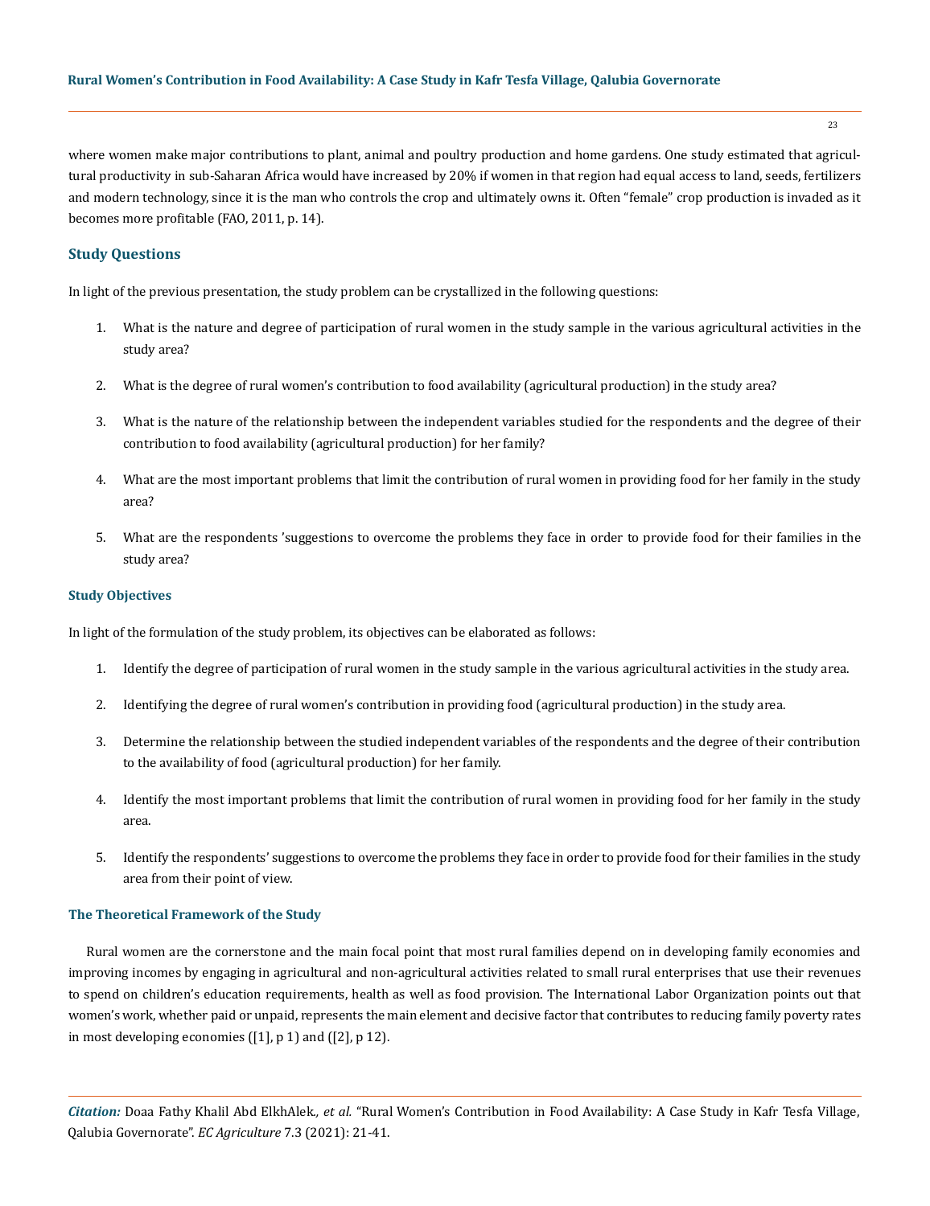where women make major contributions to plant, animal and poultry production and home gardens. One study estimated that agricultural productivity in sub-Saharan Africa would have increased by 20% if women in that region had equal access to land, seeds, fertilizers and modern technology, since it is the man who controls the crop and ultimately owns it. Often "female" crop production is invaded as it becomes more profitable (FAO, 2011, p. 14).

## Study Questions

In light of the previous presentation, the study problem can be crystallized in the following questions:

1. What is the nature and degree of participation of rural women in the study sample in the various agricultural activities in the study area?
2. What is the degree of rural women's contribution to food availability (agricultural production) in the study area?
3. What is the nature of the relationship between the independent variables studied for the respondents and the degree of their contribution to food availability (agricultural production) for her family?
4. What are the most important problems that limit the contribution of rural women in providing food for her family in the study area?
5. What are the respondents 'suggestions to overcome the problems they face in order to provide food for their families in the study area?

### Study Objectives

In light of the formulation of the study problem, its objectives can be elaborated as follows:

1. Identify the degree of participation of rural women in the study sample in the various agricultural activities in the study area.
2. Identifying the degree of rural women's contribution in providing food (agricultural production) in the study area.
3. Determine the relationship between the studied independent variables of the respondents and the degree of their contribution to the availability of food (agricultural production) for her family.
4. Identify the most important problems that limit the contribution of rural women in providing food for her family in the study area.
5. Identify the respondents' suggestions to overcome the problems they face in order to provide food for their families in the study area from their point of view.

### The Theoretical Framework of the Study

Rural women are the cornerstone and the main focal point that most rural families depend on in developing family economies and improving incomes by engaging in agricultural and non-agricultural activities related to small rural enterprises that use their revenues to spend on children's education requirements, health as well as food provision. The International Labor Organization points out that women's work, whether paid or unpaid, represents the main element and decisive factor that contributes to reducing family poverty rates in most developing economies ([1], p 1) and ([2], p 12).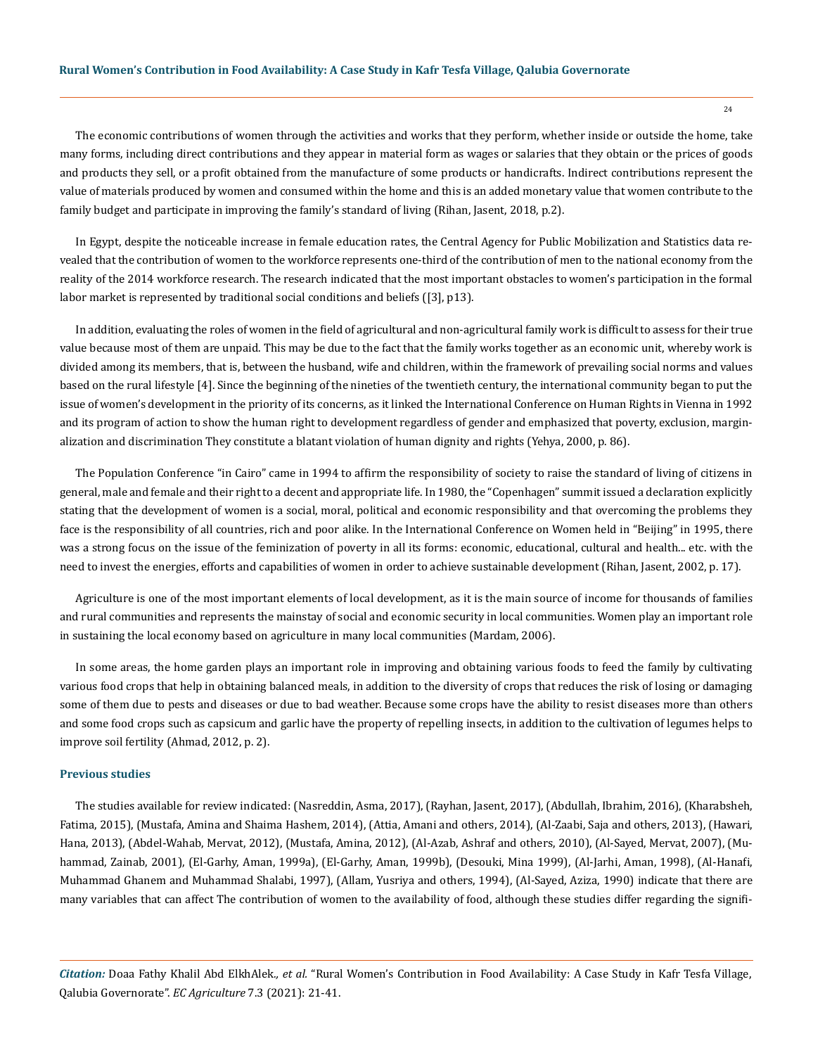The economic contributions of women through the activities and works that they perform, whether inside or outside the home, take many forms, including direct contributions and they appear in material form as wages or salaries that they obtain or the prices of goods and products they sell, or a profit obtained from the manufacture of some products or handicrafts. Indirect contributions represent the value of materials produced by women and consumed within the home and this is an added monetary value that women contribute to the family budget and participate in improving the family's standard of living (Rihan, Jasent, 2018, p.2).

In Egypt, despite the noticeable increase in female education rates, the Central Agency for Public Mobilization and Statistics data revealed that the contribution of women to the workforce represents one-third of the contribution of men to the national economy from the reality of the 2014 workforce research. The research indicated that the most important obstacles to women's participation in the formal labor market is represented by traditional social conditions and beliefs ([3], p13).

In addition, evaluating the roles of women in the field of agricultural and non-agricultural family work is difficult to assess for their true value because most of them are unpaid. This may be due to the fact that the family works together as an economic unit, whereby work is divided among its members, that is, between the husband, wife and children, within the framework of prevailing social norms and values based on the rural lifestyle [4]. Since the beginning of the nineties of the twentieth century, the international community began to put the issue of women's development in the priority of its concerns, as it linked the International Conference on Human Rights in Vienna in 1992 and its program of action to show the human right to development regardless of gender and emphasized that poverty, exclusion, marginalization and discrimination They constitute a blatant violation of human dignity and rights (Yehya, 2000, p. 86).

The Population Conference "in Cairo" came in 1994 to affirm the responsibility of society to raise the standard of living of citizens in general, male and female and their right to a decent and appropriate life. In 1980, the "Copenhagen" summit issued a declaration explicitly stating that the development of women is a social, moral, political and economic responsibility and that overcoming the problems they face is the responsibility of all countries, rich and poor alike. In the International Conference on Women held in "Beijing" in 1995, there was a strong focus on the issue of the feminization of poverty in all its forms: economic, educational, cultural and health... etc. with the need to invest the energies, efforts and capabilities of women in order to achieve sustainable development (Rihan, Jasent, 2002, p. 17).

Agriculture is one of the most important elements of local development, as it is the main source of income for thousands of families and rural communities and represents the mainstay of social and economic security in local communities. Women play an important role in sustaining the local economy based on agriculture in many local communities (Mardam, 2006).

In some areas, the home garden plays an important role in improving and obtaining various foods to feed the family by cultivating various food crops that help in obtaining balanced meals, in addition to the diversity of crops that reduces the risk of losing or damaging some of them due to pests and diseases or due to bad weather. Because some crops have the ability to resist diseases more than others and some food crops such as capsicum and garlic have the property of repelling insects, in addition to the cultivation of legumes helps to improve soil fertility (Ahmad, 2012, p. 2).

### Previous studies

The studies available for review indicated: (Nasreddin, Asma, 2017), (Rayhan, Jasent, 2017), (Abdullah, Ibrahim, 2016), (Kharabsheh, Fatima, 2015), (Mustafa, Amina and Shaima Hashem, 2014), (Attia, Amani and others, 2014), (Al-Zaabi, Saja and others, 2013), (Hawari, Hana, 2013), (Abdel-Wahab, Mervat, 2012), (Mustafa, Amina, 2012), (Al-Azab, Ashraf and others, 2010), (Al-Sayed, Mervat, 2007), (Muhammad, Zainab, 2001), (El-Garhy, Aman, 1999a), (El-Garhy, Aman, 1999b), (Desouki, Mina 1999), (Al-Jarhi, Aman, 1998), (Al-Hanafi, Muhammad Ghanem and Muhammad Shalabi, 1997), (Allam, Yusriya and others, 1994), (Al-Sayed, Aziza, 1990) indicate that there are many variables that can affect The contribution of women to the availability of food, although these studies differ regarding the signifi-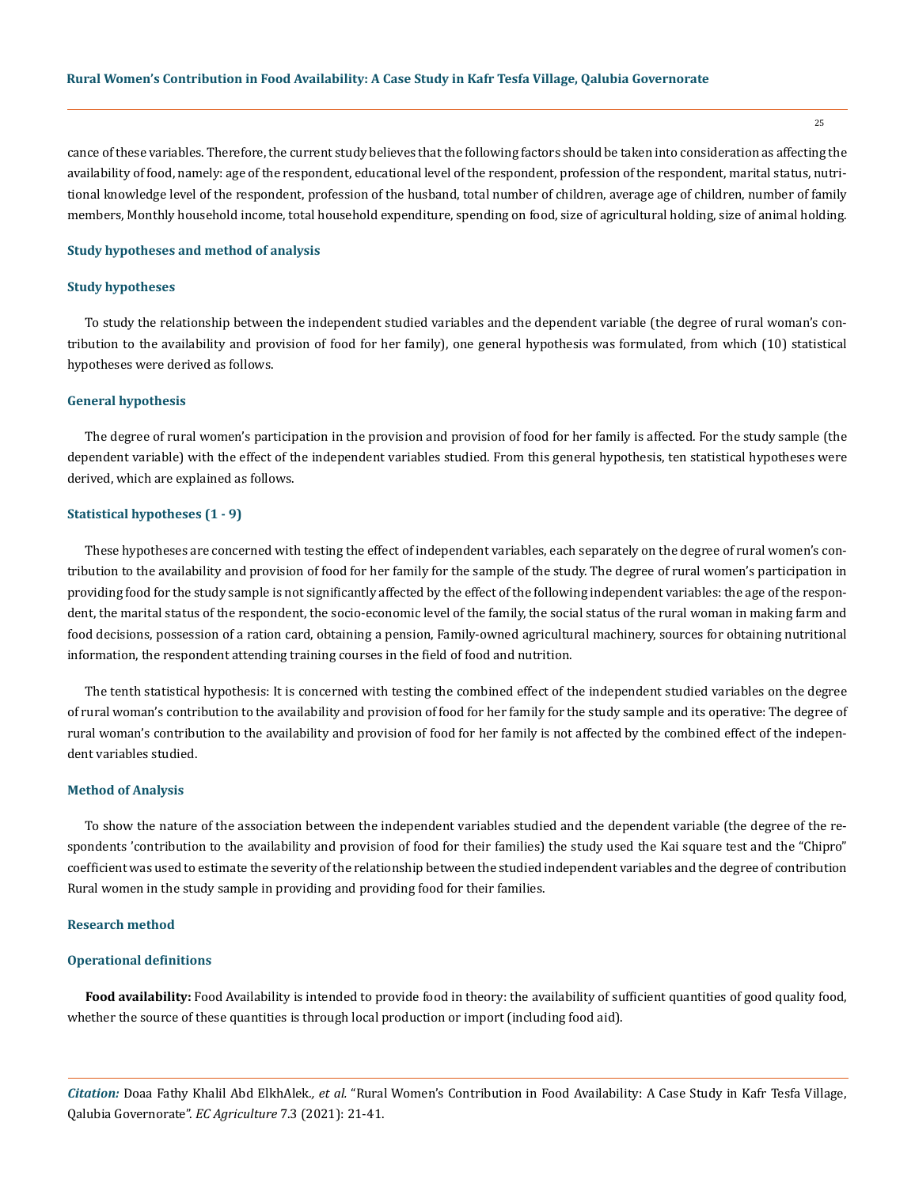cance of these variables. Therefore, the current study believes that the following factors should be taken into consideration as affecting the availability of food, namely: age of the respondent, educational level of the respondent, profession of the respondent, marital status, nutritional knowledge level of the respondent, profession of the husband, total number of children, average age of children, number of family members, Monthly household income, total household expenditure, spending on food, size of agricultural holding, size of animal holding.

## Study hypotheses and method of analysis

### Study hypotheses

To study the relationship between the independent studied variables and the dependent variable (the degree of rural woman's contribution to the availability and provision of food for her family), one general hypothesis was formulated, from which (10) statistical hypotheses were derived as follows.

### General hypothesis

The degree of rural women's participation in the provision and provision of food for her family is affected. For the study sample (the dependent variable) with the effect of the independent variables studied. From this general hypothesis, ten statistical hypotheses were derived, which are explained as follows.

### Statistical hypotheses (1 - 9)

These hypotheses are concerned with testing the effect of independent variables, each separately on the degree of rural women's contribution to the availability and provision of food for her family for the sample of the study. The degree of rural women's participation in providing food for the study sample is not significantly affected by the effect of the following independent variables: the age of the respondent, the marital status of the respondent, the socio-economic level of the family, the social status of the rural woman in making farm and food decisions, possession of a ration card, obtaining a pension, Family-owned agricultural machinery, sources for obtaining nutritional information, the respondent attending training courses in the field of food and nutrition.

The tenth statistical hypothesis: It is concerned with testing the combined effect of the independent studied variables on the degree of rural woman's contribution to the availability and provision of food for her family for the study sample and its operative: The degree of rural woman's contribution to the availability and provision of food for her family is not affected by the combined effect of the independent variables studied.

### Method of Analysis

To show the nature of the association between the independent variables studied and the dependent variable (the degree of the respondents 'contribution to the availability and provision of food for their families) the study used the Kai square test and the "Chipro" coefficient was used to estimate the severity of the relationship between the studied independent variables and the degree of contribution Rural women in the study sample in providing and providing food for their families.

## Research method

### Operational definitions

**Food availability:** Food Availability is intended to provide food in theory: the availability of sufficient quantities of good quality food, whether the source of these quantities is through local production or import (including food aid).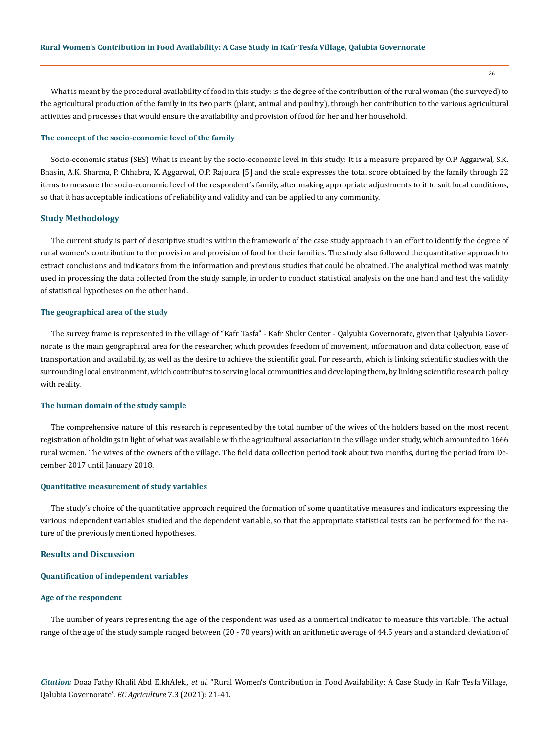What is meant by the procedural availability of food in this study: is the degree of the contribution of the rural woman (the surveyed) to the agricultural production of the family in its two parts (plant, animal and poultry), through her contribution to the various agricultural activities and processes that would ensure the availability and provision of food for her and her household.

### The concept of the socio-economic level of the family

Socio-economic status (SES) What is meant by the socio-economic level in this study: It is a measure prepared by O.P. Aggarwal, S.K. Bhasin, A.K. Sharma, P. Chhabra, K. Aggarwal, O.P. Rajoura [5] and the scale expresses the total score obtained by the family through 22 items to measure the socio-economic level of the respondent's family, after making appropriate adjustments to it to suit local conditions, so that it has acceptable indications of reliability and validity and can be applied to any community.

## Study Methodology

The current study is part of descriptive studies within the framework of the case study approach in an effort to identify the degree of rural women's contribution to the provision and provision of food for their families. The study also followed the quantitative approach to extract conclusions and indicators from the information and previous studies that could be obtained. The analytical method was mainly used in processing the data collected from the study sample, in order to conduct statistical analysis on the one hand and test the validity of statistical hypotheses on the other hand.

### The geographical area of the study

The survey frame is represented in the village of "Kafr Tasfa" - Kafr Shukr Center - Qalyubia Governorate, given that Qalyubia Governorate is the main geographical area for the researcher, which provides freedom of movement, information and data collection, ease of transportation and availability, as well as the desire to achieve the scientific goal. For research, which is linking scientific studies with the surrounding local environment, which contributes to serving local communities and developing them, by linking scientific research policy with reality.

### The human domain of the study sample

The comprehensive nature of this research is represented by the total number of the wives of the holders based on the most recent registration of holdings in light of what was available with the agricultural association in the village under study, which amounted to 1666 rural women. The wives of the owners of the village. The field data collection period took about two months, during the period from December 2017 until January 2018.

### Quantitative measurement of study variables

The study's choice of the quantitative approach required the formation of some quantitative measures and indicators expressing the various independent variables studied and the dependent variable, so that the appropriate statistical tests can be performed for the nature of the previously mentioned hypotheses.

## Results and Discussion

### Quantification of independent variables

### Age of the respondent

The number of years representing the age of the respondent was used as a numerical indicator to measure this variable. The actual range of the age of the study sample ranged between (20 - 70 years) with an arithmetic average of 44.5 years and a standard deviation of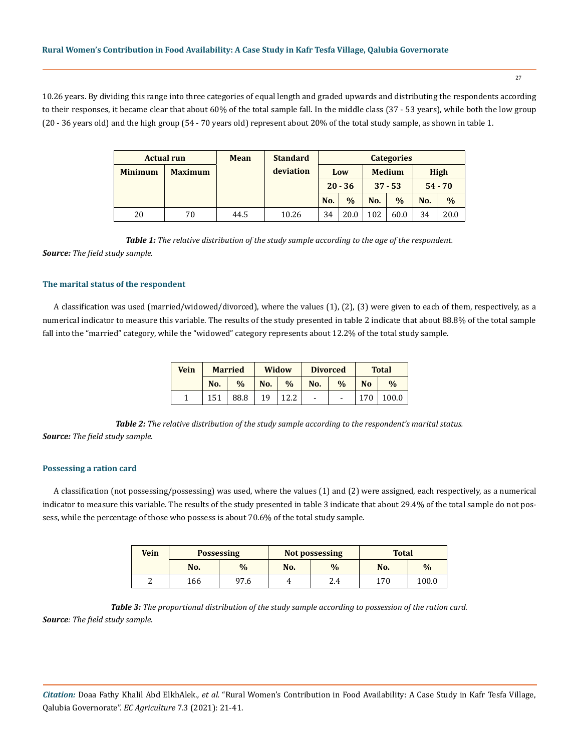10.26 years. By dividing this range into three categories of equal length and graded upwards and distributing the respondents according to their responses, it became clear that about 60% of the total sample fall. In the middle class (37 - 53 years), while both the low group (20 - 36 years old) and the high group (54 - 70 years old) represent about 20% of the total study sample, as shown in table 1.

| Actual run | | Mean | Standard deviation | Categories | | | | | |
|---|---|---|---|---|---|---|---|---|---|
| Minimum | Maximum | | | Low | | Medium | | High | |
| | | | | 20 - 36 | | 37 - 53 | | 54 - 70 | |
| | | | | No. | % | No. | % | No. | % |
| 20 | 70 | 44.5 | 10.26 | 34 | 20.0 | 102 | 60.0 | 34 | 20.0 |

***Table 1:*** *The relative distribution of the study sample according to the age of the respondent.*

***Source:*** *The field study sample.*

### The marital status of the respondent

A classification was used (married/widowed/divorced), where the values (1), (2), (3) were given to each of them, respectively, as a numerical indicator to measure this variable. The results of the study presented in table 2 indicate that about 88.8% of the total sample fall into the "married" category, while the "widowed" category represents about 12.2% of the total study sample.

| Vein | Married | | Widow | | Divorced | | Total | |
|---|---|---|---|---|---|---|---|---|
| | No. | % | No. | % | No. | % | No | % |
| 1 | 151 | 88.8 | 19 | 12.2 | - | - | 170 | 100.0 |

***Table 2:*** *The relative distribution of the study sample according to the respondent's marital status.*

***Source:*** *The field study sample.*

### Possessing a ration card

A classification (not possessing/possessing) was used, where the values (1) and (2) were assigned, each respectively, as a numerical indicator to measure this variable. The results of the study presented in table 3 indicate that about 29.4% of the total sample do not possess, while the percentage of those who possess is about 70.6% of the total study sample.

| Vein | Possessing | | Not possessing | | Total | |
|---|---|---|---|---|---|---|
| | No. | % | No. | % | No. | % |
| 2 | 166 | 97.6 | 4 | 2.4 | 170 | 100.0 |

***Table 3:*** *The proportional distribution of the study sample according to possession of the ration card.*

***Source****: The field study sample.*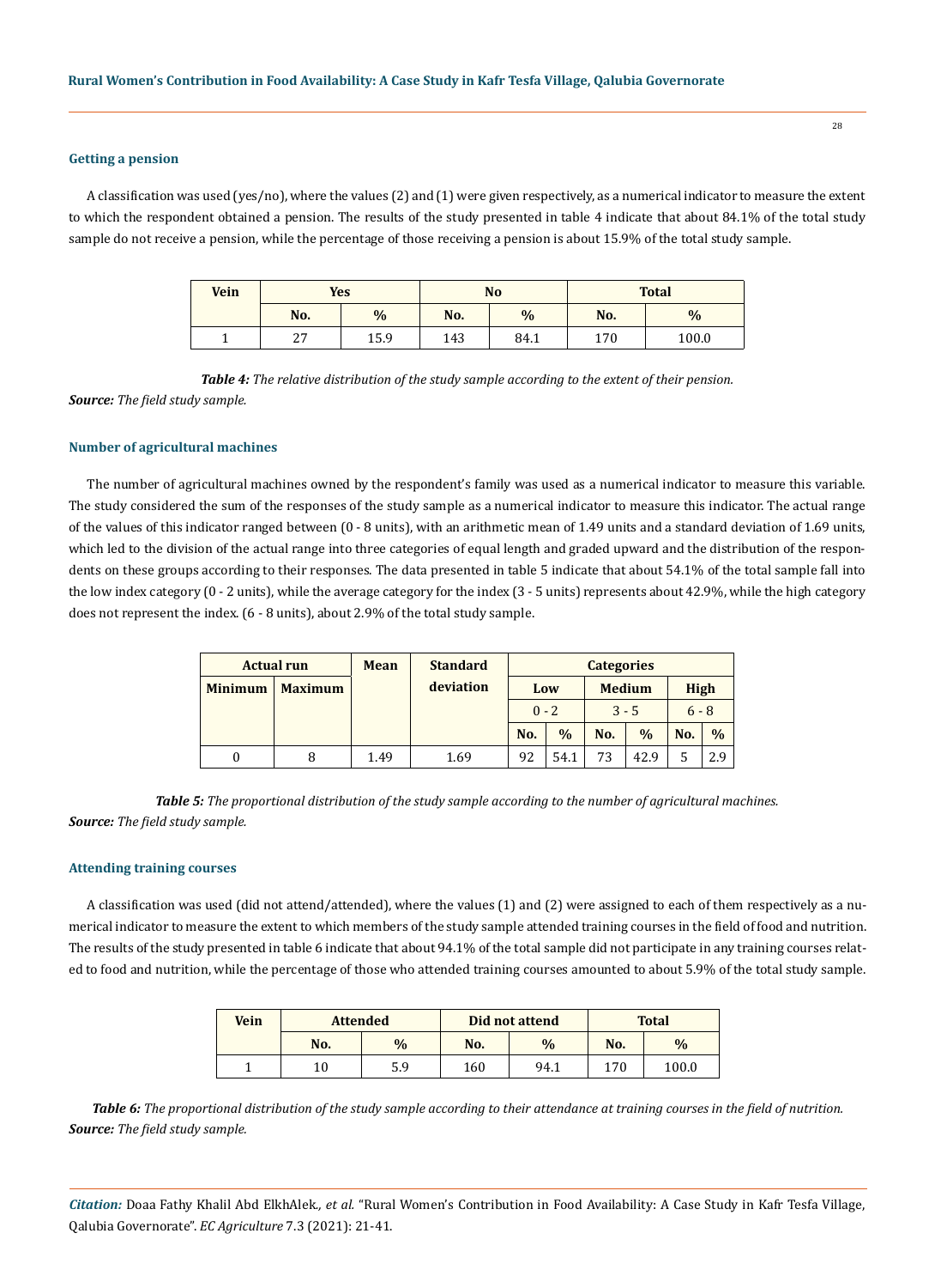### Getting a pension

A classification was used (yes/no), where the values (2) and (1) were given respectively, as a numerical indicator to measure the extent to which the respondent obtained a pension. The results of the study presented in table 4 indicate that about 84.1% of the total study sample do not receive a pension, while the percentage of those receiving a pension is about 15.9% of the total study sample.

| Vein | Yes | | No | | Total | |
|---|---|---|---|---|---|---|
| | No. | % | No. | % | No. | % |
| 1 | 27 | 15.9 | 143 | 84.1 | 170 | 100.0 |

***Table 4:*** *The relative distribution of the study sample according to the extent of their pension.*
***Source:*** *The field study sample.*

### Number of agricultural machines

The number of agricultural machines owned by the respondent's family was used as a numerical indicator to measure this variable. The study considered the sum of the responses of the study sample as a numerical indicator to measure this indicator. The actual range of the values of this indicator ranged between (0 - 8 units), with an arithmetic mean of 1.49 units and a standard deviation of 1.69 units, which led to the division of the actual range into three categories of equal length and graded upward and the distribution of the respondents on these groups according to their responses. The data presented in table 5 indicate that about 54.1% of the total sample fall into the low index category (0 - 2 units), while the average category for the index (3 - 5 units) represents about 42.9%, while the high category does not represent the index. (6 - 8 units), about 2.9% of the total study sample.

| Actual run | | Mean | Standard deviation | Categories | | | | | |
|---|---|---|---|---|---|---|---|---|---|
| Minimum | Maximum | | | Low | | Medium | | High | |
| | | | | 0 - 2 | | 3 - 5 | | 6 - 8 | |
| | | | | No. | % | No. | % | No. | % |
| 0 | 8 | 1.49 | 1.69 | 92 | 54.1 | 73 | 42.9 | 5 | 2.9 |

***Table 5:*** *The proportional distribution of the study sample according to the number of agricultural machines.*
***Source:*** *The field study sample.*

### Attending training courses

A classification was used (did not attend/attended), where the values (1) and (2) were assigned to each of them respectively as a numerical indicator to measure the extent to which members of the study sample attended training courses in the field of food and nutrition. The results of the study presented in table 6 indicate that about 94.1% of the total sample did not participate in any training courses related to food and nutrition, while the percentage of those who attended training courses amounted to about 5.9% of the total study sample.

| Vein | Attended | | Did not attend | | Total | |
|---|---|---|---|---|---|---|
| | No. | % | No. | % | No. | % |
| 1 | 10 | 5.9 | 160 | 94.1 | 170 | 100.0 |

***Table 6:*** *The proportional distribution of the study sample according to their attendance at training courses in the field of nutrition.*
***Source:*** *The field study sample.*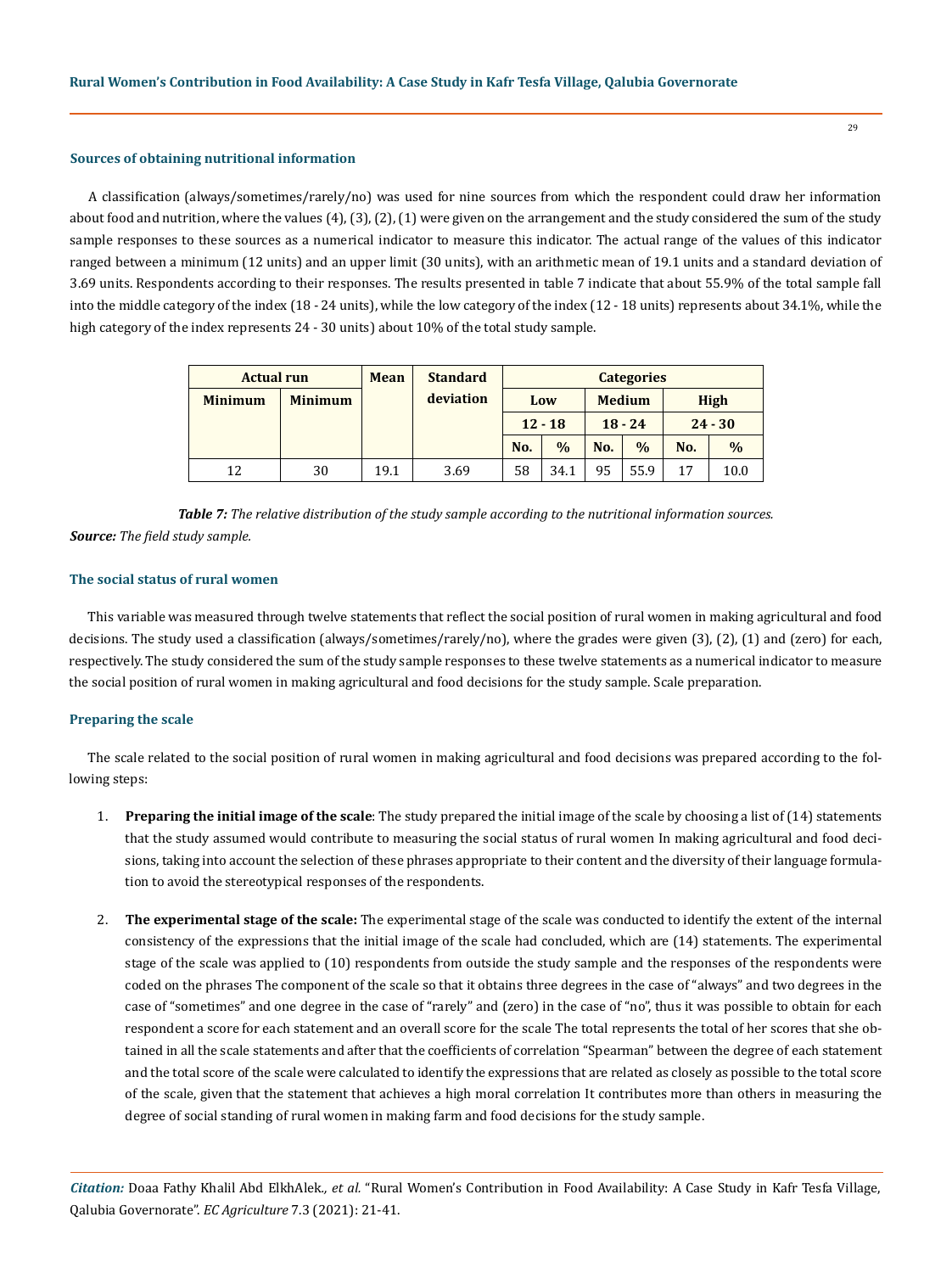### Sources of obtaining nutritional information

A classification (always/sometimes/rarely/no) was used for nine sources from which the respondent could draw her information about food and nutrition, where the values (4), (3), (2), (1) were given on the arrangement and the study considered the sum of the study sample responses to these sources as a numerical indicator to measure this indicator. The actual range of the values of this indicator ranged between a minimum (12 units) and an upper limit (30 units), with an arithmetic mean of 19.1 units and a standard deviation of 3.69 units. Respondents according to their responses. The results presented in table 7 indicate that about 55.9% of the total sample fall into the middle category of the index (18 - 24 units), while the low category of the index (12 - 18 units) represents about 34.1%, while the high category of the index represents 24 - 30 units) about 10% of the total study sample.

| Actual run | | Mean | Standard deviation | Categories | | | | | |
|---|---|---|---|---|---|---|---|---|---|
| Minimum | Minimum | | | Low | | Medium | | High | |
| | | | | 12 - 18 | | 18 - 24 | | 24 - 30 | |
| | | | | No. | % | No. | % | No. | % |
| 12 | 30 | 19.1 | 3.69 | 58 | 34.1 | 95 | 55.9 | 17 | 10.0 |

***Table 7:*** *The relative distribution of the study sample according to the nutritional information sources.*

***Source:*** *The field study sample.*

### The social status of rural women

This variable was measured through twelve statements that reflect the social position of rural women in making agricultural and food decisions. The study used a classification (always/sometimes/rarely/no), where the grades were given (3), (2), (1) and (zero) for each, respectively. The study considered the sum of the study sample responses to these twelve statements as a numerical indicator to measure the social position of rural women in making agricultural and food decisions for the study sample. Scale preparation.

### Preparing the scale

The scale related to the social position of rural women in making agricultural and food decisions was prepared according to the following steps:

1. **Preparing the initial image of the scale**: The study prepared the initial image of the scale by choosing a list of (14) statements that the study assumed would contribute to measuring the social status of rural women In making agricultural and food decisions, taking into account the selection of these phrases appropriate to their content and the diversity of their language formulation to avoid the stereotypical responses of the respondents.

2. **The experimental stage of the scale:** The experimental stage of the scale was conducted to identify the extent of the internal consistency of the expressions that the initial image of the scale had concluded, which are (14) statements. The experimental stage of the scale was applied to (10) respondents from outside the study sample and the responses of the respondents were coded on the phrases The component of the scale so that it obtains three degrees in the case of "always" and two degrees in the case of "sometimes" and one degree in the case of "rarely" and (zero) in the case of "no", thus it was possible to obtain for each respondent a score for each statement and an overall score for the scale The total represents the total of her scores that she obtained in all the scale statements and after that the coefficients of correlation "Spearman" between the degree of each statement and the total score of the scale were calculated to identify the expressions that are related as closely as possible to the total score of the scale, given that the statement that achieves a high moral correlation It contributes more than others in measuring the degree of social standing of rural women in making farm and food decisions for the study sample.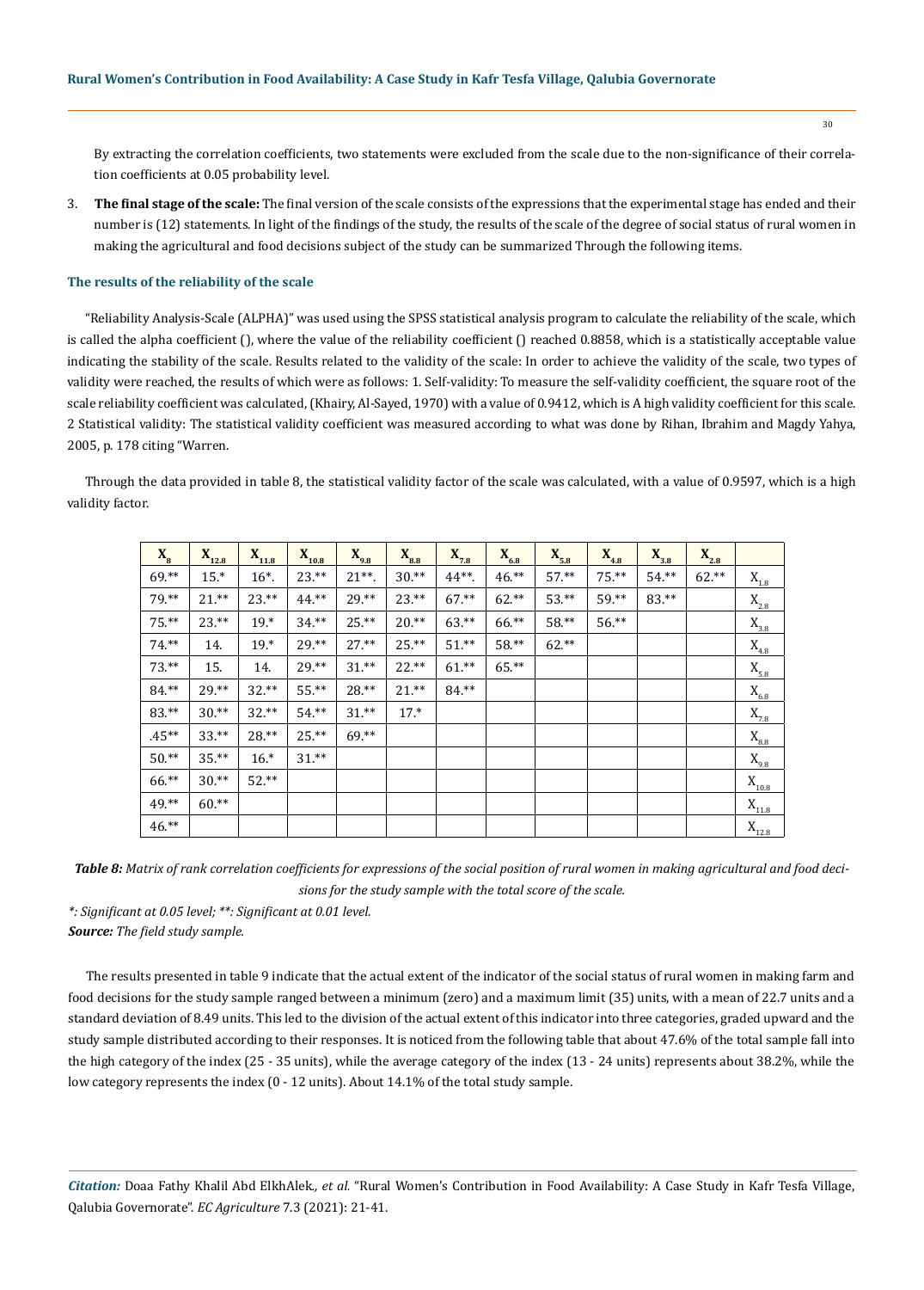By extracting the correlation coefficients, two statements were excluded from the scale due to the non-significance of their correlation coefficients at 0.05 probability level.

3. **The final stage of the scale:** The final version of the scale consists of the expressions that the experimental stage has ended and their number is (12) statements. In light of the findings of the study, the results of the scale of the degree of social status of rural women in making the agricultural and food decisions subject of the study can be summarized Through the following items.

#### The results of the reliability of the scale

"Reliability Analysis-Scale (ALPHA)" was used using the SPSS statistical analysis program to calculate the reliability of the scale, which is called the alpha coefficient (), where the value of the reliability coefficient () reached 0.8858, which is a statistically acceptable value indicating the stability of the scale. Results related to the validity of the scale: In order to achieve the validity of the scale, two types of validity were reached, the results of which were as follows: 1. Self-validity: To measure the self-validity coefficient, the square root of the scale reliability coefficient was calculated, (Khairy, Al-Sayed, 1970) with a value of 0.9412, which is A high validity coefficient for this scale. 2 Statistical validity: The statistical validity coefficient was measured according to what was done by Rihan, Ibrahim and Magdy Yahya, 2005, p. 178 citing "Warren.

Through the data provided in table 8, the statistical validity factor of the scale was calculated, with a value of 0.9597, which is a high validity factor.

| $X_8$ | $X_{12.8}$ | $X_{11.8}$ | $X_{10.8}$ | $X_{9.8}$ | $X_{8.8}$ | $X_{7.8}$ | $X_{6.8}$ | $X_{5.8}$ | $X_{4.8}$ | $X_{3.8}$ | $X_{2.8}$ | |
|---|---|---|---|---|---|---|---|---|---|---|---|---|
| 69.** | 15.* | 16*. | 23.** | 21**. | 30.** | 44**. | 46.** | 57.** | 75.** | 54.** | 62.** | $X_{1.8}$ |
| 79.** | 21.** | 23.** | 44.** | 29.** | 23.** | 67.** | 62.** | 53.** | 59.** | 83.** | | $X_{2.8}$ |
| 75.** | 23.** | 19.* | 34.** | 25.** | 20.** | 63.** | 66.** | 58.** | 56.** | | | $X_{3.8}$ |
| 74.** | 14. | 19.* | 29.** | 27.** | 25.** | 51.** | 58.** | 62.** | | | | $X_{4.8}$ |
| 73.** | 15. | 14. | 29.** | 31.** | 22.** | 61.** | 65.** | | | | | $X_{5.8}$ |
| 84.** | 29.** | 32.** | 55.** | 28.** | 21.** | 84.** | | | | | | $X_{6.8}$ |
| 83.** | 30.** | 32.** | 54.** | 31.** | 17.* | | | | | | | $X_{7.8}$ |
| .45** | 33.** | 28.** | 25.** | 69.** | | | | | | | | $X_{8.8}$ |
| 50.** | 35.** | 16.* | 31.** | | | | | | | | | $X_{9.8}$ |
| 66.** | 30.** | 52.** | | | | | | | | | | $X_{10.8}$ |
| 49.** | 60.** | | | | | | | | | | | $X_{11.8}$ |
| 46.** | | | | | | | | | | | | $X_{12.8}$ |

***Table 8:*** *Matrix of rank correlation coefficients for expressions of the social position of rural women in making agricultural and food decisions for the study sample with the total score of the scale.*

*\*: Significant at 0.05 level; \*\*: Significant at 0.01 level.*

***Source:*** *The field study sample.*

The results presented in table 9 indicate that the actual extent of the indicator of the social status of rural women in making farm and food decisions for the study sample ranged between a minimum (zero) and a maximum limit (35) units, with a mean of 22.7 units and a standard deviation of 8.49 units. This led to the division of the actual extent of this indicator into three categories, graded upward and the study sample distributed according to their responses. It is noticed from the following table that about 47.6% of the total sample fall into the high category of the index (25 - 35 units), while the average category of the index (13 - 24 units) represents about 38.2%, while the low category represents the index (0 - 12 units). About 14.1% of the total study sample.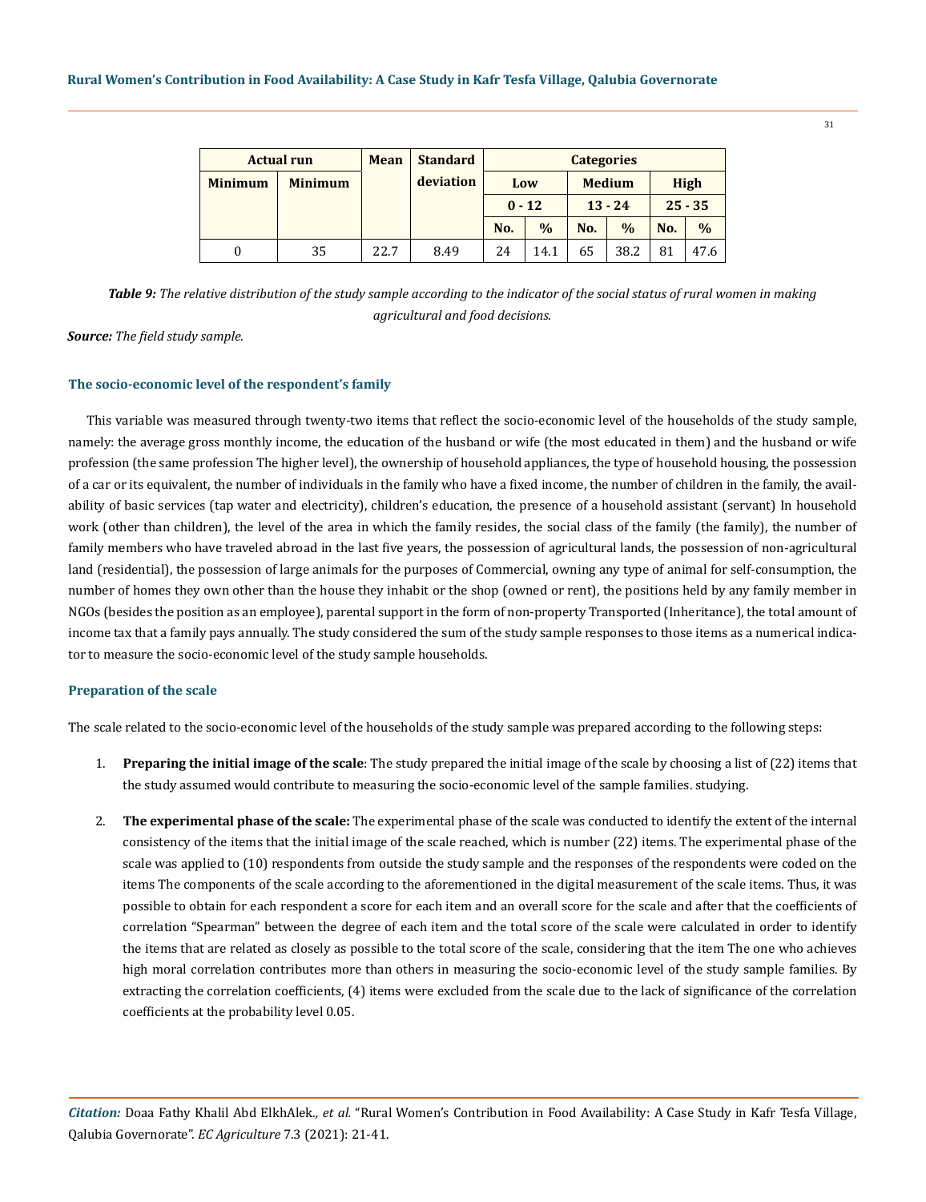| Actual run | | Mean | Standard deviation | Categories | | | | | |
|---|---|---|---|---|---|---|---|---|---|
| Minimum | Minimum | | | Low | | Medium | | High | |
| | | | | 0 - 12 | | 13 - 24 | | 25 - 35 | |
| | | | | No. | % | No. | % | No. | % |
| 0 | 35 | 22.7 | 8.49 | 24 | 14.1 | 65 | 38.2 | 81 | 47.6 |

***Table 9:*** *The relative distribution of the study sample according to the indicator of the social status of rural women in making agricultural and food decisions.*

***Source:*** *The field study sample.*

### The socio-economic level of the respondent's family

This variable was measured through twenty-two items that reflect the socio-economic level of the households of the study sample, namely: the average gross monthly income, the education of the husband or wife (the most educated in them) and the husband or wife profession (the same profession The higher level), the ownership of household appliances, the type of household housing, the possession of a car or its equivalent, the number of individuals in the family who have a fixed income, the number of children in the family, the availability of basic services (tap water and electricity), children's education, the presence of a household assistant (servant) In household work (other than children), the level of the area in which the family resides, the social class of the family (the family), the number of family members who have traveled abroad in the last five years, the possession of agricultural lands, the possession of non-agricultural land (residential), the possession of large animals for the purposes of Commercial, owning any type of animal for self-consumption, the number of homes they own other than the house they inhabit or the shop (owned or rent), the positions held by any family member in NGOs (besides the position as an employee), parental support in the form of non-property Transported (Inheritance), the total amount of income tax that a family pays annually. The study considered the sum of the study sample responses to those items as a numerical indicator to measure the socio-economic level of the study sample households.

### Preparation of the scale

The scale related to the socio-economic level of the households of the study sample was prepared according to the following steps:

1. **Preparing the initial image of the scale**: The study prepared the initial image of the scale by choosing a list of (22) items that the study assumed would contribute to measuring the socio-economic level of the sample families. studying.

2. **The experimental phase of the scale:** The experimental phase of the scale was conducted to identify the extent of the internal consistency of the items that the initial image of the scale reached, which is number (22) items. The experimental phase of the scale was applied to (10) respondents from outside the study sample and the responses of the respondents were coded on the items The components of the scale according to the aforementioned in the digital measurement of the scale items. Thus, it was possible to obtain for each respondent a score for each item and an overall score for the scale and after that the coefficients of correlation "Spearman" between the degree of each item and the total score of the scale were calculated in order to identify the items that are related as closely as possible to the total score of the scale, considering that the item The one who achieves high moral correlation contributes more than others in measuring the socio-economic level of the study sample families. By extracting the correlation coefficients, (4) items were excluded from the scale due to the lack of significance of the correlation coefficients at the probability level 0.05.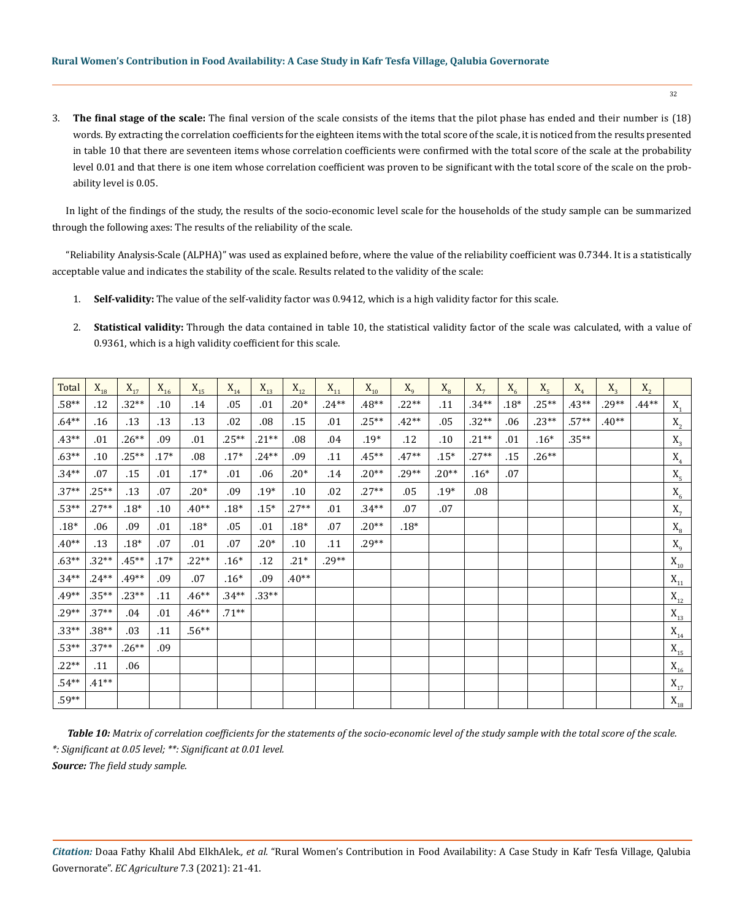3. **The final stage of the scale:** The final version of the scale consists of the items that the pilot phase has ended and their number is (18) words. By extracting the correlation coefficients for the eighteen items with the total score of the scale, it is noticed from the results presented in table 10 that there are seventeen items whose correlation coefficients were confirmed with the total score of the scale at the probability level 0.01 and that there is one item whose correlation coefficient was proven to be significant with the total score of the scale on the probability level is 0.05.

In light of the findings of the study, the results of the socio-economic level scale for the households of the study sample can be summarized through the following axes: The results of the reliability of the scale.

"Reliability Analysis-Scale (ALPHA)" was used as explained before, where the value of the reliability coefficient was 0.7344. It is a statistically acceptable value and indicates the stability of the scale. Results related to the validity of the scale:

1. **Self-validity:** The value of the self-validity factor was 0.9412, which is a high validity factor for this scale.
2. **Statistical validity:** Through the data contained in table 10, the statistical validity factor of the scale was calculated, with a value of 0.9361, which is a high validity coefficient for this scale.

| Total | $X_{18}$ | $X_{17}$ | $X_{16}$ | $X_{15}$ | $X_{14}$ | $X_{13}$ | $X_{12}$ | $X_{11}$ | $X_{10}$ | $X_9$ | $X_8$ | $X_7$ | $X_6$ | $X_5$ | $X_4$ | $X_3$ | $X_2$ | |
|---|---|---|---|---|---|---|---|---|---|---|---|---|---|---|---|---|---|---|
| .58** | .12 | .32** | .10 | .14 | .05 | .01 | .20* | .24** | .48** | .22** | .11 | .34** | .18* | .25** | .43** | .29** | .44** | $X_1$ |
| .64** | .16 | .13 | .13 | .13 | .02 | .08 | .15 | .01 | .25** | .42** | .05 | .32** | .06 | .23** | .57** | .40** | | $X_2$ |
| .43** | .01 | .26** | .09 | .01 | .25** | .21** | .08 | .04 | .19* | .12 | .10 | .21** | .01 | .16* | .35** | | | $X_3$ |
| .63** | .10 | .25** | .17* | .08 | .17* | .24** | .09 | .11 | .45** | .47** | .15* | .27** | .15 | .26** | | | | $X_4$ |
| .34** | .07 | .15 | .01 | .17* | .01 | .06 | .20* | .14 | .20** | .29** | .20** | .16* | .07 | | | | | $X_5$ |
| .37** | .25** | .13 | .07 | .20* | .09 | .19* | .10 | .02 | .27** | .05 | .19* | .08 | | | | | | $X_6$ |
| .53** | .27** | .18* | .10 | .40** | .18* | .15* | .27** | .01 | .34** | .07 | .07 | | | | | | | $X_7$ |
| .18* | .06 | .09 | .01 | .18* | .05 | .01 | .18* | .07 | .20** | .18* | | | | | | | | $X_8$ |
| .40** | .13 | .18* | .07 | .01 | .07 | .20* | .10 | .11 | .29** | | | | | | | | | $X_9$ |
| .63** | .32** | .45** | .17* | .22** | .16* | .12 | .21* | .29** | | | | | | | | | | $X_{10}$ |
| .34** | .24** | .49** | .09 | .07 | .16* | .09 | .40** | | | | | | | | | | | $X_{11}$ |
| .49** | .35** | .23** | .11 | .46** | .34** | .33** | | | | | | | | | | | | $X_{12}$ |
| .29** | .37** | .04 | .01 | .46** | .71** | | | | | | | | | | | | | $X_{13}$ |
| .33** | .38** | .03 | .11 | .56** | | | | | | | | | | | | | | $X_{14}$ |
| .53** | .37** | .26** | .09 | | | | | | | | | | | | | | | $X_{15}$ |
| .22** | .11 | .06 | | | | | | | | | | | | | | | | $X_{16}$ |
| .54** | .41** | | | | | | | | | | | | | | | | | $X_{17}$ |
| .59** | | | | | | | | | | | | | | | | | | $X_{18}$ |

***Table 10:** Matrix of correlation coefficients for the statements of the socio-economic level of the study sample with the total score of the scale.*
**: Significant at 0.05 level; **: Significant at 0.01 level.*
***Source:** The field study sample.*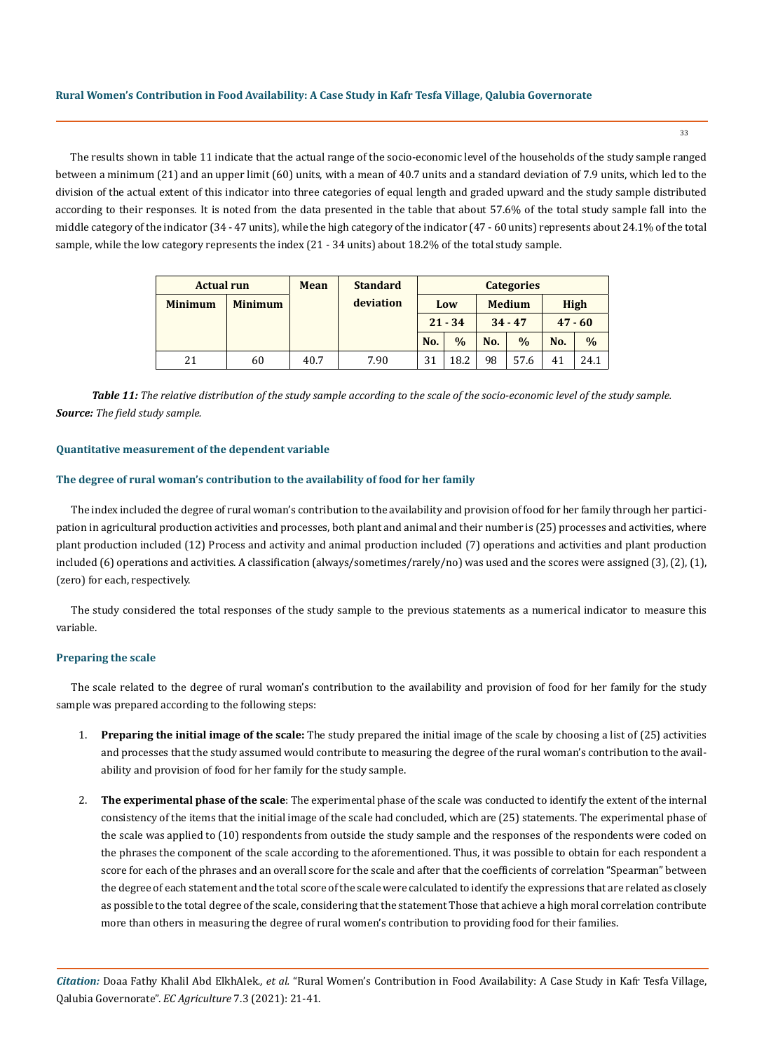The results shown in table 11 indicate that the actual range of the socio-economic level of the households of the study sample ranged between a minimum (21) and an upper limit (60) units, with a mean of 40.7 units and a standard deviation of 7.9 units, which led to the division of the actual extent of this indicator into three categories of equal length and graded upward and the study sample distributed according to their responses. It is noted from the data presented in the table that about 57.6% of the total study sample fall into the middle category of the indicator (34 - 47 units), while the high category of the indicator (47 - 60 units) represents about 24.1% of the total sample, while the low category represents the index (21 - 34 units) about 18.2% of the total study sample.

| Actual run | | Mean | Standard deviation | Categories | | | | | |
|---|---|---|---|---|---|---|---|---|---|
| Minimum | Minimum | | | Low | | Medium | | High | |
| | | | | 21 - 34 | | 34 - 47 | | 47 - 60 | |
| | | | | No. | % | No. | % | No. | % |
| 21 | 60 | 40.7 | 7.90 | 31 | 18.2 | 98 | 57.6 | 41 | 24.1 |

***Table 11:*** *The relative distribution of the study sample according to the scale of the socio-economic level of the study sample.*
***Source:*** *The field study sample.*

### Quantitative measurement of the dependent variable

### The degree of rural woman's contribution to the availability of food for her family

The index included the degree of rural woman's contribution to the availability and provision of food for her family through her participation in agricultural production activities and processes, both plant and animal and their number is (25) processes and activities, where plant production included (12) Process and activity and animal production included (7) operations and activities and plant production included (6) operations and activities. A classification (always/sometimes/rarely/no) was used and the scores were assigned (3), (2), (1), (zero) for each, respectively.

The study considered the total responses of the study sample to the previous statements as a numerical indicator to measure this variable.

### Preparing the scale

The scale related to the degree of rural woman's contribution to the availability and provision of food for her family for the study sample was prepared according to the following steps:

1. **Preparing the initial image of the scale:** The study prepared the initial image of the scale by choosing a list of (25) activities and processes that the study assumed would contribute to measuring the degree of the rural woman's contribution to the availability and provision of food for her family for the study sample.
2. **The experimental phase of the scale**: The experimental phase of the scale was conducted to identify the extent of the internal consistency of the items that the initial image of the scale had concluded, which are (25) statements. The experimental phase of the scale was applied to (10) respondents from outside the study sample and the responses of the respondents were coded on the phrases the component of the scale according to the aforementioned. Thus, it was possible to obtain for each respondent a score for each of the phrases and an overall score for the scale and after that the coefficients of correlation "Spearman" between the degree of each statement and the total score of the scale were calculated to identify the expressions that are related as closely as possible to the total degree of the scale, considering that the statement Those that achieve a high moral correlation contribute more than others in measuring the degree of rural women's contribution to providing food for their families.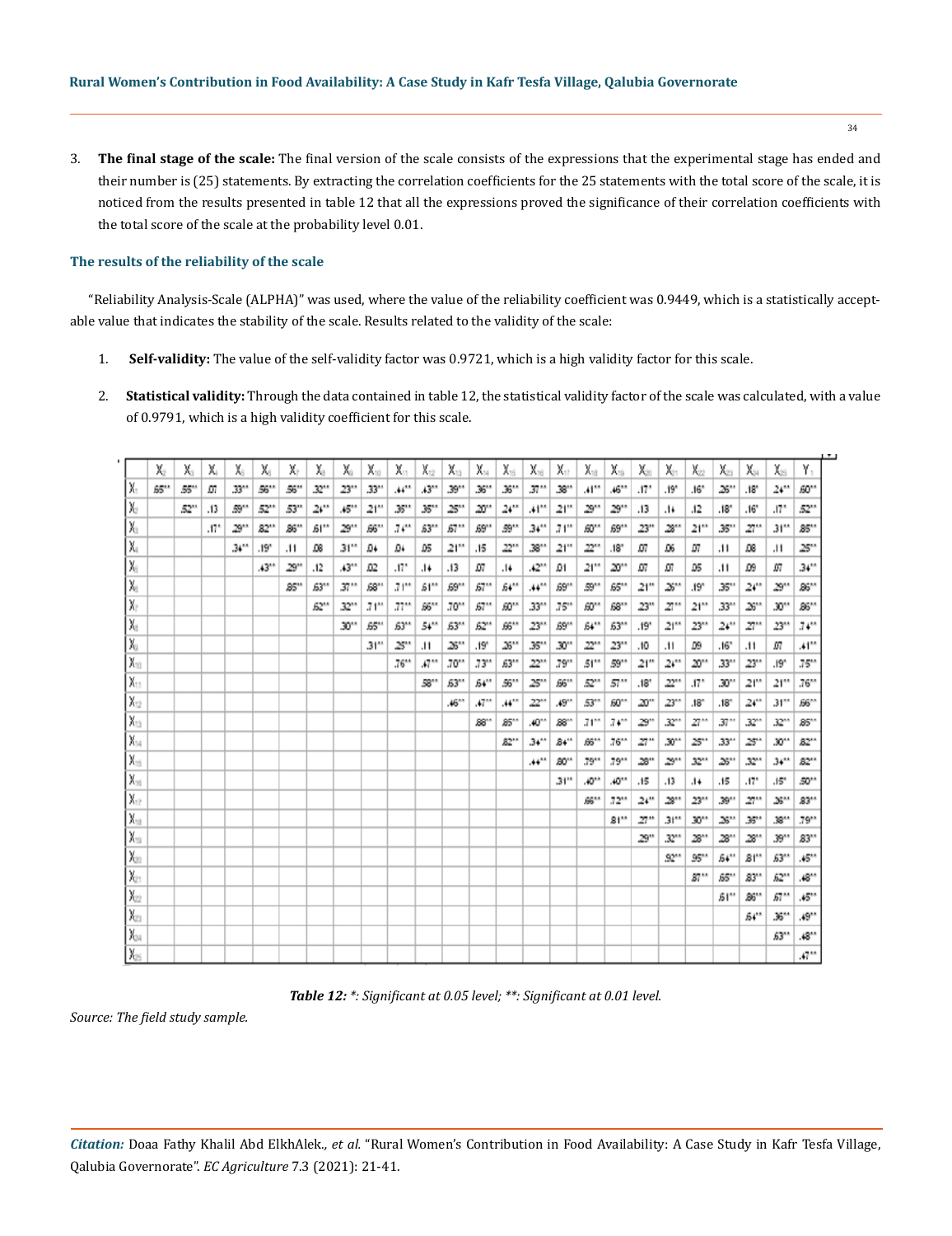3. **The final stage of the scale:** The final version of the scale consists of the expressions that the experimental stage has ended and their number is (25) statements. By extracting the correlation coefficients for the 25 statements with the total score of the scale, it is noticed from the results presented in table 12 that all the expressions proved the significance of their correlation coefficients with the total score of the scale at the probability level 0.01.

### The results of the reliability of the scale

"Reliability Analysis-Scale (ALPHA)" was used, where the value of the reliability coefficient was 0.9449, which is a statistically acceptable value that indicates the stability of the scale. Results related to the validity of the scale:

1. **Self-validity:** The value of the self-validity factor was 0.9721, which is a high validity factor for this scale.

2. **Statistical validity:** Through the data contained in table 12, the statistical validity factor of the scale was calculated, with a value of 0.9791, which is a high validity coefficient for this scale.

| | X2 | X3 | X4 | X5 | X6 | X7 | X8 | X9 | X10 | X11 | X12 | X13 | X14 | X15 | X16 | X17 | X18 | X19 | X20 | X21 | X22 | X23 | X24 | X25 | Y1 |
|---|---|---|---|---|---|---|---|---|---|---|---|---|---|---|---|---|---|---|---|---|---|---|---|---|---|
| X1 | .66** | .55** | .07 | .33** | .56** | .56** | .32** | .23** | .33** | .44** | .43** | .39** | .36** | .36** | .37** | .38** | .41** | .46** | .17* | .19* | .16* | .26** | .18* | .24** | .60** |
| X2 | | .52** | .13 | .59** | .52** | .53** | .24** | .45** | .21** | .36** | .35** | .25** | .20** | .24** | .41** | .21** | .29** | .29** | .13 | .14 | .12 | .18* | .16* | .17* | .52** |
| X3 | | | .17* | .29** | .82** | .86** | .61** | .29** | .66** | .74** | .63** | .67** | .69** | .59** | .34** | .71** | .60** | .69** | .23** | .28** | .21** | .35** | .27** | .31** | .85** |
| X4 | | | | .34** | .19* | .11 | .08 | .31** | .04 | .04 | .05 | .21** | .15 | .22** | .38** | .21** | .22** | .18* | .07 | .06 | .07 | .11 | .08 | .11 | .25** |
| X5 | | | | | .43** | .29** | .12 | .43** | .02 | .17* | .14 | .13 | .07 | .14 | .42** | .01 | .21** | .20** | .07 | .07 | .05 | .11 | .09 | .07 | .34** |
| X6 | | | | | | .85** | .63** | .37** | .68** | .71** | .61** | .69** | .67** | .64** | .44** | .69** | .59** | .65** | .21** | .26** | .19* | .35** | .24** | .29** | .86** |
| X7 | | | | | | | .62** | .32** | .71** | .77** | .66** | .70** | .67** | .60** | .33** | .75** | .60** | .68** | .23** | .27** | .21** | .33** | .26** | .30** | .86** |
| X8 | | | | | | | | .30** | .65** | .63** | .54** | .63** | .62** | .66** | .23** | .69** | .64** | .63** | .19* | .21** | .23** | .24** | .27** | .23** | .74** |
| X9 | | | | | | | | | .31** | .25** | .11 | .26** | .19* | .26** | .35** | .30** | .22** | .23** | .10 | .11 | .09 | .16* | .11 | .07 | .41** |
| X10 | | | | | | | | | | .76** | .47** | .70** | .73** | .63** | .22** | .79** | .51** | .59** | .21** | .24** | .20** | .33** | .23** | .19* | .75** |
| X11 | | | | | | | | | | | .58** | .63** | .64** | .56** | .25** | .66** | .52** | .57** | .18* | .22** | .17* | .30** | .21** | .21** | .76** |
| X12 | | | | | | | | | | | | .46** | .47** | .44** | .22** | .49** | .53** | .60** | .20** | .23** | .18* | .18* | .24** | .31** | .66** |
| X13 | | | | | | | | | | | | | .88** | .85** | .40** | .88** | .71** | .74** | .29** | .32** | .27** | .37** | .32** | .32** | .85** |
| X14 | | | | | | | | | | | | | | .82** | .34** | .84** | .66** | .76** | .27** | .30** | .25** | .33** | .25** | .30** | .82** |
| X15 | | | | | | | | | | | | | | | .44** | .80** | .79** | .79** | .28** | .29** | .32** | .26** | .32** | .34** | .82** |
| X16 | | | | | | | | | | | | | | | | .31** | .40** | .40** | .15 | .13 | .14 | .15 | .17* | .15* | .50** |
| X17 | | | | | | | | | | | | | | | | | .66** | .72** | .24** | .28** | .23** | .39** | .27** | .26** | .83** |
| X18 | | | | | | | | | | | | | | | | | | .81** | .27** | .31** | .30** | .26** | .35** | .38** | .79** |
| X19 | | | | | | | | | | | | | | | | | | | .29** | .32** | .28** | .28** | .28** | .39** | .83** |
| X20 | | | | | | | | | | | | | | | | | | | | .92** | .95** | .64** | .81** | .63** | .45** |
| X21 | | | | | | | | | | | | | | | | | | | | | .87** | .65** | .83** | .62** | .48** |
| X22 | | | | | | | | | | | | | | | | | | | | | | .61** | .86** | .67** | .45** |
| X23 | | | | | | | | | | | | | | | | | | | | | | | .64** | .36** | .49** |
| X24 | | | | | | | | | | | | | | | | | | | | | | | | .63** | .48** |
| X25 | | | | | | | | | | | | | | | | | | | | | | | | | .47** |

***Table 12:** *: Significant at 0.05 level; **: Significant at 0.01 level.*

*Source: The field study sample.*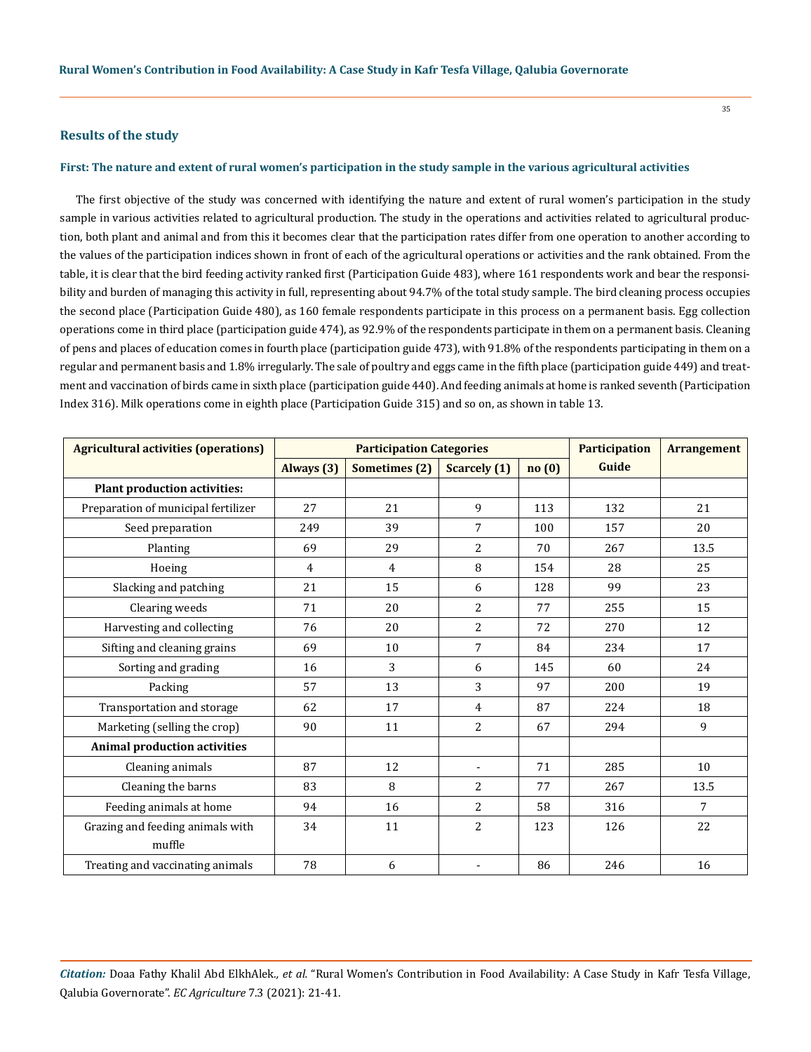## Results of the study

### First: The nature and extent of rural women's participation in the study sample in the various agricultural activities

The first objective of the study was concerned with identifying the nature and extent of rural women's participation in the study sample in various activities related to agricultural production. The study in the operations and activities related to agricultural production, both plant and animal and from this it becomes clear that the participation rates differ from one operation to another according to the values of the participation indices shown in front of each of the agricultural operations or activities and the rank obtained. From the table, it is clear that the bird feeding activity ranked first (Participation Guide 483), where 161 respondents work and bear the responsibility and burden of managing this activity in full, representing about 94.7% of the total study sample. The bird cleaning process occupies the second place (Participation Guide 480), as 160 female respondents participate in this process on a permanent basis. Egg collection operations come in third place (participation guide 474), as 92.9% of the respondents participate in them on a permanent basis. Cleaning of pens and places of education comes in fourth place (participation guide 473), with 91.8% of the respondents participating in them on a regular and permanent basis and 1.8% irregularly. The sale of poultry and eggs came in the fifth place (participation guide 449) and treatment and vaccination of birds came in sixth place (participation guide 440). And feeding animals at home is ranked seventh (Participation Index 316). Milk operations come in eighth place (Participation Guide 315) and so on, as shown in table 13.

| Agricultural activities (operations) | Participation Categories | | | | Participation Guide | Arrangement |
|---|---|---|---|---|---|---|
| | Always (3) | Sometimes (2) | Scarcely (1) | no (0) | | |
| **Plant production activities:** | | | | | | |
| Preparation of municipal fertilizer | 27 | 21 | 9 | 113 | 132 | 21 |
| Seed preparation | 249 | 39 | 7 | 100 | 157 | 20 |
| Planting | 69 | 29 | 2 | 70 | 267 | 13.5 |
| Hoeing | 4 | 4 | 8 | 154 | 28 | 25 |
| Slacking and patching | 21 | 15 | 6 | 128 | 99 | 23 |
| Clearing weeds | 71 | 20 | 2 | 77 | 255 | 15 |
| Harvesting and collecting | 76 | 20 | 2 | 72 | 270 | 12 |
| Sifting and cleaning grains | 69 | 10 | 7 | 84 | 234 | 17 |
| Sorting and grading | 16 | 3 | 6 | 145 | 60 | 24 |
| Packing | 57 | 13 | 3 | 97 | 200 | 19 |
| Transportation and storage | 62 | 17 | 4 | 87 | 224 | 18 |
| Marketing (selling the crop) | 90 | 11 | 2 | 67 | 294 | 9 |
| **Animal production activities** | | | | | | |
| Cleaning animals | 87 | 12 | - | 71 | 285 | 10 |
| Cleaning the barns | 83 | 8 | 2 | 77 | 267 | 13.5 |
| Feeding animals at home | 94 | 16 | 2 | 58 | 316 | 7 |
| Grazing and feeding animals with muffle | 34 | 11 | 2 | 123 | 126 | 22 |
| Treating and vaccinating animals | 78 | 6 | - | 86 | 246 | 16 |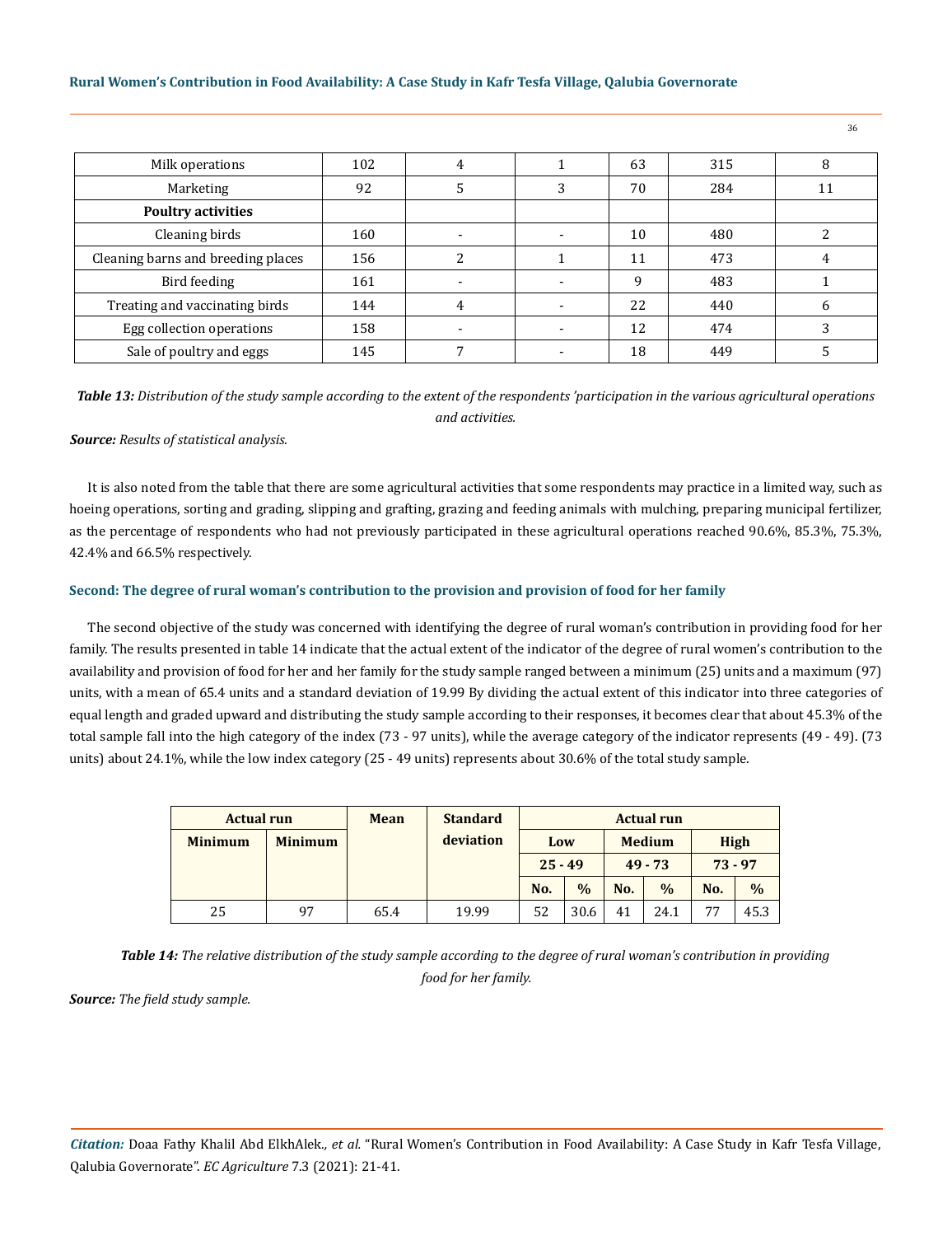| Milk operations | 102 | 4 | 1 | 63 | 315 | 8 |
|---|---|---|---|---|---|---|
| Marketing | 92 | 5 | 3 | 70 | 284 | 11 |
| **Poultry activities** | | | | | | |
| Cleaning birds | 160 | - | - | 10 | 480 | 2 |
| Cleaning barns and breeding places | 156 | 2 | 1 | 11 | 473 | 4 |
| Bird feeding | 161 | - | - | 9 | 483 | 1 |
| Treating and vaccinating birds | 144 | 4 | - | 22 | 440 | 6 |
| Egg collection operations | 158 | - | - | 12 | 474 | 3 |
| Sale of poultry and eggs | 145 | 7 | - | 18 | 449 | 5 |

***Table 13:*** *Distribution of the study sample according to the extent of the respondents 'participation in the various agricultural operations and activities.*

***Source:*** *Results of statistical analysis.*

It is also noted from the table that there are some agricultural activities that some respondents may practice in a limited way, such as hoeing operations, sorting and grading, slipping and grafting, grazing and feeding animals with mulching, preparing municipal fertilizer, as the percentage of respondents who had not previously participated in these agricultural operations reached 90.6%, 85.3%, 75.3%, 42.4% and 66.5% respectively.

### Second: The degree of rural woman's contribution to the provision and provision of food for her family

The second objective of the study was concerned with identifying the degree of rural woman's contribution in providing food for her family. The results presented in table 14 indicate that the actual extent of the indicator of the degree of rural women's contribution to the availability and provision of food for her and her family for the study sample ranged between a minimum (25) units and a maximum (97) units, with a mean of 65.4 units and a standard deviation of 19.99 By dividing the actual extent of this indicator into three categories of equal length and graded upward and distributing the study sample according to their responses, it becomes clear that about 45.3% of the total sample fall into the high category of the index (73 - 97 units), while the average category of the indicator represents (49 - 49). (73 units) about 24.1%, while the low index category (25 - 49 units) represents about 30.6% of the total study sample.

| **Actual run** | | **Mean** | **Standard deviation** | **Actual run** | | | | | |
|---|---|---|---|---|---|---|---|---|---|
| **Minimum** | **Minimum** | | | **Low** | | **Medium** | | **High** | |
| | | | | **25 - 49** | | **49 - 73** | | **73 - 97** | |
| | | | | **No.** | **%** | **No.** | **%** | **No.** | **%** |
| 25 | 97 | 65.4 | 19.99 | 52 | 30.6 | 41 | 24.1 | 77 | 45.3 |

***Table 14:*** *The relative distribution of the study sample according to the degree of rural woman's contribution in providing food for her family.*

***Source:*** *The field study sample.*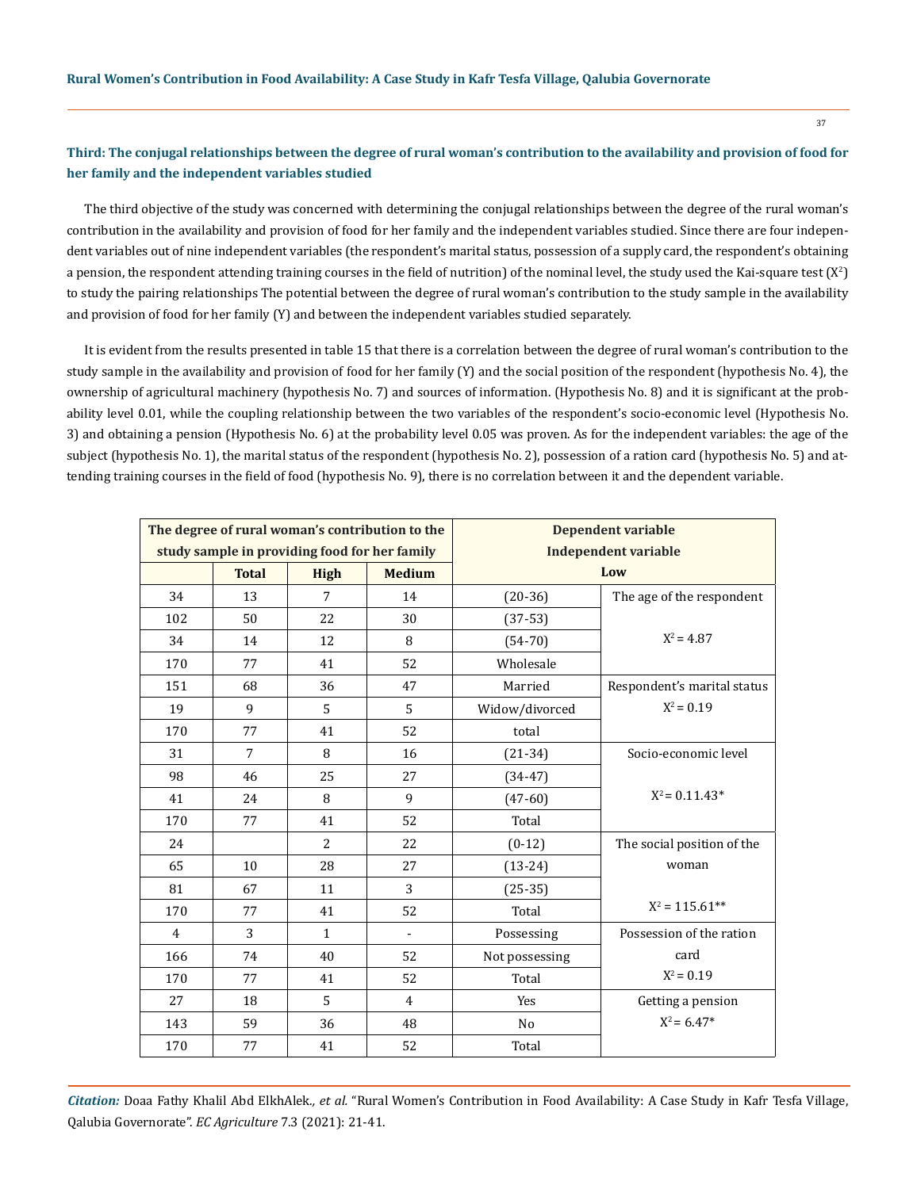### Third: The conjugal relationships between the degree of rural woman's contribution to the availability and provision of food for her family and the independent variables studied

The third objective of the study was concerned with determining the conjugal relationships between the degree of the rural woman's contribution in the availability and provision of food for her family and the independent variables studied. Since there are four independent variables out of nine independent variables (the respondent's marital status, possession of a supply card, the respondent's obtaining a pension, the respondent attending training courses in the field of nutrition) of the nominal level, the study used the Kai-square test ($X^2$) to study the pairing relationships The potential between the degree of rural woman's contribution to the study sample in the availability and provision of food for her family (Y) and between the independent variables studied separately.

It is evident from the results presented in table 15 that there is a correlation between the degree of rural woman's contribution to the study sample in the availability and provision of food for her family (Y) and the social position of the respondent (hypothesis No. 4), the ownership of agricultural machinery (hypothesis No. 7) and sources of information. (Hypothesis No. 8) and it is significant at the probability level 0.01, while the coupling relationship between the two variables of the respondent's socio-economic level (Hypothesis No. 3) and obtaining a pension (Hypothesis No. 6) at the probability level 0.05 was proven. As for the independent variables: the age of the subject (hypothesis No. 1), the marital status of the respondent (hypothesis No. 2), possession of a ration card (hypothesis No. 5) and attending training courses in the field of food (hypothesis No. 9), there is no correlation between it and the dependent variable.

| The degree of rural woman's contribution to the study sample in providing food for her family | | | | Dependent variable<br>Independent variable<br>Low | |
|---|---|---|---|---|---|
| | Total | High | Medium | | |
| 34 | 13 | 7 | 14 | (20-36) | The age of the respondent<br>$X^2 = 4.87$ |
| 102 | 50 | 22 | 30 | (37-53) | |
| 34 | 14 | 12 | 8 | (54-70) | |
| 170 | 77 | 41 | 52 | Wholesale | |
| 151 | 68 | 36 | 47 | Married | Respondent's marital status<br>$X^2 = 0.19$ |
| 19 | 9 | 5 | 5 | Widow/divorced | |
| 170 | 77 | 41 | 52 | total | |
| 31 | 7 | 8 | 16 | (21-34) | Socio-economic level<br>$X^2 = 0.11.43$* |
| 98 | 46 | 25 | 27 | (34-47) | |
| 41 | 24 | 8 | 9 | (47-60) | |
| 170 | 77 | 41 | 52 | Total | |
| 24 | | 2 | 22 | (0-12) | The social position of the woman<br>$X^2 = 115.61$** |
| 65 | 10 | 28 | 27 | (13-24) | |
| 81 | 67 | 11 | 3 | (25-35) | |
| 170 | 77 | 41 | 52 | Total | |
| 4 | 3 | 1 | - | Possessing | Possession of the ration card<br>$X^2 = 0.19$ |
| 166 | 74 | 40 | 52 | Not possessing | |
| 170 | 77 | 41 | 52 | Total | |
| 27 | 18 | 5 | 4 | Yes | Getting a pension<br>$X^2 = 6.47$* |
| 143 | 59 | 36 | 48 | No | |
| 170 | 77 | 41 | 52 | Total | |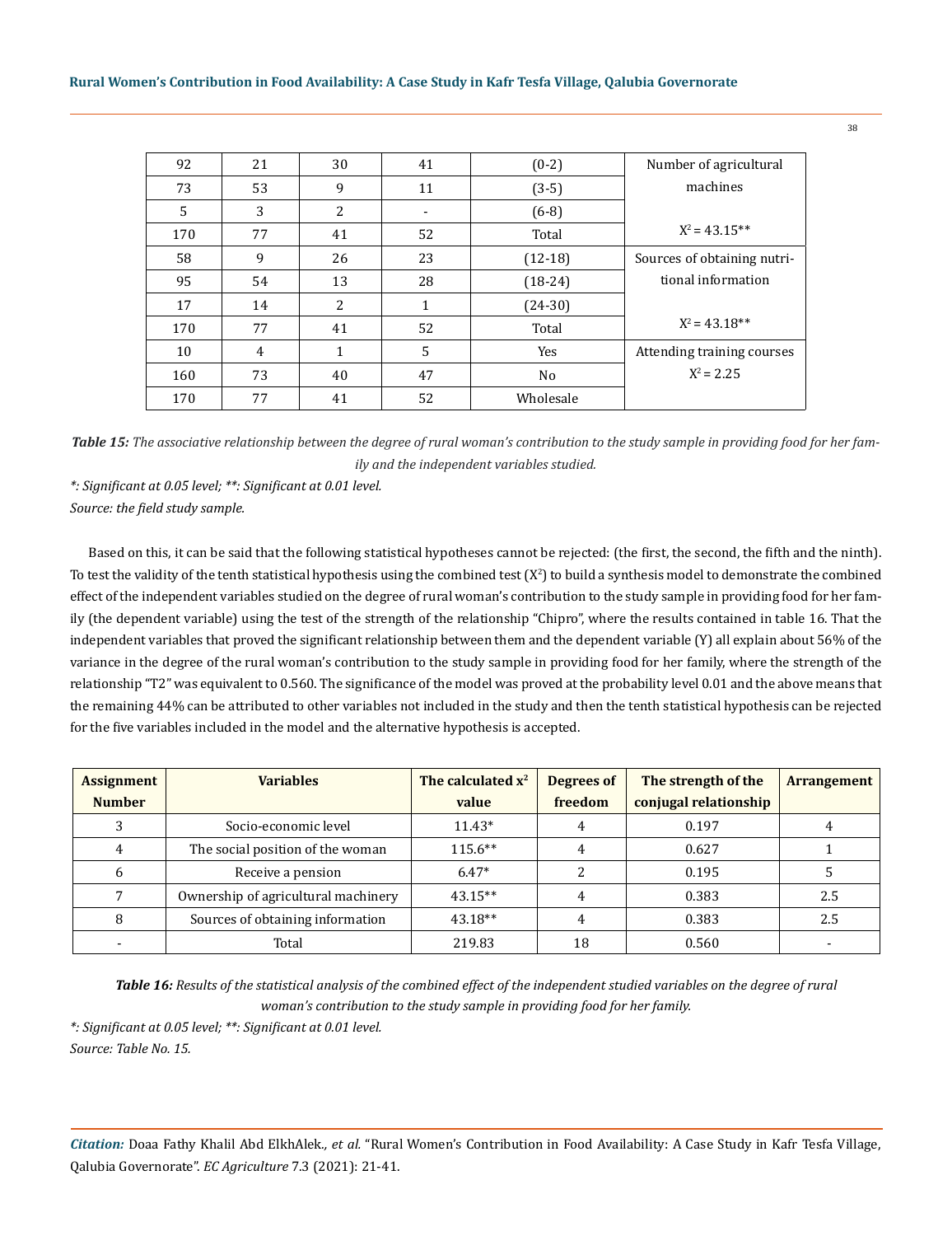| 92 | 21 | 30 | 41 | (0-2) | Number of agricultural machines |
|---|---|---|---|---|---|
| 73 | 53 | 9 | 11 | (3-5) | |
| 5 | 3 | 2 | - | (6-8) | |
| 170 | 77 | 41 | 52 | Total | $X^2 = 43.15$** |
| 58 | 9 | 26 | 23 | (12-18) | Sources of obtaining nutritional information |
| 95 | 54 | 13 | 28 | (18-24) | |
| 17 | 14 | 2 | 1 | (24-30) | |
| 170 | 77 | 41 | 52 | Total | $X^2 = 43.18$** |
| 10 | 4 | 1 | 5 | Yes | Attending training courses $X^2 = 2.25$ |
| 160 | 73 | 40 | 47 | No | |
| 170 | 77 | 41 | 52 | Wholesale | |

***Table 15:*** *The associative relationship between the degree of rural woman's contribution to the study sample in providing food for her family and the independent variables studied.*

*\*: Significant at 0.05 level; \*\*: Significant at 0.01 level.*

*Source: the field study sample.*

Based on this, it can be said that the following statistical hypotheses cannot be rejected: (the first, the second, the fifth and the ninth). To test the validity of the tenth statistical hypothesis using the combined test ($X^2$) to build a synthesis model to demonstrate the combined effect of the independent variables studied on the degree of rural woman's contribution to the study sample in providing food for her family (the dependent variable) using the test of the strength of the relationship "Chipro", where the results contained in table 16. That the independent variables that proved the significant relationship between them and the dependent variable (Y) all explain about 56% of the variance in the degree of the rural woman's contribution to the study sample in providing food for her family, where the strength of the relationship "T2" was equivalent to 0.560. The significance of the model was proved at the probability level 0.01 and the above means that the remaining 44% can be attributed to other variables not included in the study and then the tenth statistical hypothesis can be rejected for the five variables included in the model and the alternative hypothesis is accepted.

| Assignment Number | Variables | The calculated $x^2$ value | Degrees of freedom | The strength of the conjugal relationship | Arrangement |
|---|---|---|---|---|---|
| 3 | Socio-economic level | 11.43* | 4 | 0.197 | 4 |
| 4 | The social position of the woman | 115.6** | 4 | 0.627 | 1 |
| 6 | Receive a pension | 6.47* | 2 | 0.195 | 5 |
| 7 | Ownership of agricultural machinery | 43.15** | 4 | 0.383 | 2.5 |
| 8 | Sources of obtaining information | 43.18** | 4 | 0.383 | 2.5 |
| - | Total | 219.83 | 18 | 0.560 | - |

***Table 16:*** *Results of the statistical analysis of the combined effect of the independent studied variables on the degree of rural woman's contribution to the study sample in providing food for her family.*

*\*: Significant at 0.05 level; \*\*: Significant at 0.01 level.*

*Source: Table No. 15.*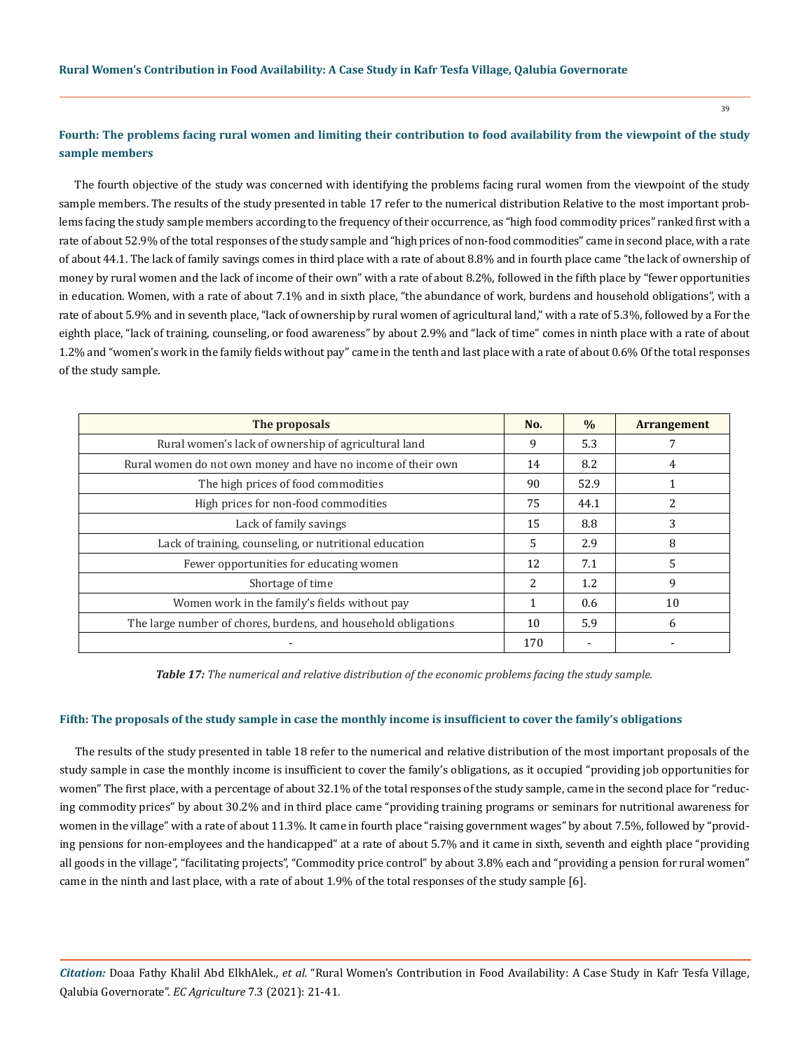### Fourth: The problems facing rural women and limiting their contribution to food availability from the viewpoint of the study sample members

The fourth objective of the study was concerned with identifying the problems facing rural women from the viewpoint of the study sample members. The results of the study presented in table 17 refer to the numerical distribution Relative to the most important problems facing the study sample members according to the frequency of their occurrence, as "high food commodity prices" ranked first with a rate of about 52.9% of the total responses of the study sample and "high prices of non-food commodities" came in second place, with a rate of about 44.1. The lack of family savings comes in third place with a rate of about 8.8% and in fourth place came "the lack of ownership of money by rural women and the lack of income of their own" with a rate of about 8.2%, followed in the fifth place by "fewer opportunities in education. Women, with a rate of about 7.1% and in sixth place, "the abundance of work, burdens and household obligations", with a rate of about 5.9% and in seventh place, "lack of ownership by rural women of agricultural land," with a rate of 5.3%, followed by a For the eighth place, "lack of training, counseling, or food awareness" by about 2.9% and "lack of time" comes in ninth place with a rate of about 1.2% and "women's work in the family fields without pay" came in the tenth and last place with a rate of about 0.6% Of the total responses of the study sample.

| The proposals | No. | % | Arrangement |
|---|---|---|---|
| Rural women's lack of ownership of agricultural land | 9 | 5.3 | 7 |
| Rural women do not own money and have no income of their own | 14 | 8.2 | 4 |
| The high prices of food commodities | 90 | 52.9 | 1 |
| High prices for non-food commodities | 75 | 44.1 | 2 |
| Lack of family savings | 15 | 8.8 | 3 |
| Lack of training, counseling, or nutritional education | 5 | 2.9 | 8 |
| Fewer opportunities for educating women | 12 | 7.1 | 5 |
| Shortage of time | 2 | 1.2 | 9 |
| Women work in the family's fields without pay | 1 | 0.6 | 10 |
| The large number of chores, burdens, and household obligations | 10 | 5.9 | 6 |
| - | 170 | - | - |

***Table 17:*** *The numerical and relative distribution of the economic problems facing the study sample.*

#### Fifth: The proposals of the study sample in case the monthly income is insufficient to cover the family's obligations

The results of the study presented in table 18 refer to the numerical and relative distribution of the most important proposals of the study sample in case the monthly income is insufficient to cover the family's obligations, as it occupied "providing job opportunities for women" The first place, with a percentage of about 32.1% of the total responses of the study sample, came in the second place for "reducing commodity prices" by about 30.2% and in third place came "providing training programs or seminars for nutritional awareness for women in the village" with a rate of about 11.3%. It came in fourth place "raising government wages" by about 7.5%, followed by "providing pensions for non-employees and the handicapped" at a rate of about 5.7% and it came in sixth, seventh and eighth place "providing all goods in the village", "facilitating projects", "Commodity price control" by about 3.8% each and "providing a pension for rural women" came in the ninth and last place, with a rate of about 1.9% of the total responses of the study sample [6].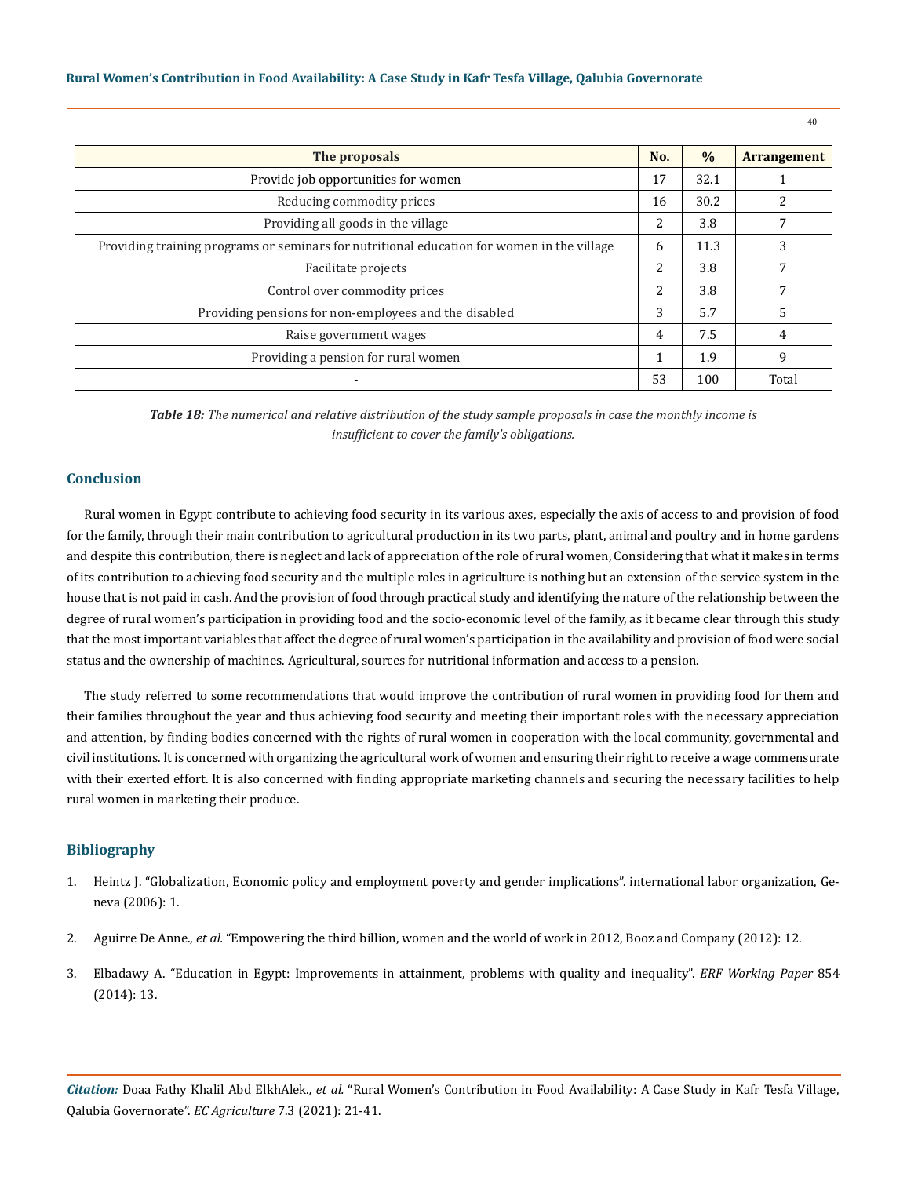| The proposals | No. | % | Arrangement |
|---|---|---|---|
| Provide job opportunities for women | 17 | 32.1 | 1 |
| Reducing commodity prices | 16 | 30.2 | 2 |
| Providing all goods in the village | 2 | 3.8 | 7 |
| Providing training programs or seminars for nutritional education for women in the village | 6 | 11.3 | 3 |
| Facilitate projects | 2 | 3.8 | 7 |
| Control over commodity prices | 2 | 3.8 | 7 |
| Providing pensions for non-employees and the disabled | 3 | 5.7 | 5 |
| Raise government wages | 4 | 7.5 | 4 |
| Providing a pension for rural women | 1 | 1.9 | 9 |
| - | 53 | 100 | Total |

***Table 18:*** *The numerical and relative distribution of the study sample proposals in case the monthly income is insufficient to cover the family's obligations.*

## Conclusion

Rural women in Egypt contribute to achieving food security in its various axes, especially the axis of access to and provision of food for the family, through their main contribution to agricultural production in its two parts, plant, animal and poultry and in home gardens and despite this contribution, there is neglect and lack of appreciation of the role of rural women, Considering that what it makes in terms of its contribution to achieving food security and the multiple roles in agriculture is nothing but an extension of the service system in the house that is not paid in cash. And the provision of food through practical study and identifying the nature of the relationship between the degree of rural women's participation in providing food and the socio-economic level of the family, as it became clear through this study that the most important variables that affect the degree of rural women's participation in the availability and provision of food were social status and the ownership of machines. Agricultural, sources for nutritional information and access to a pension.

The study referred to some recommendations that would improve the contribution of rural women in providing food for them and their families throughout the year and thus achieving food security and meeting their important roles with the necessary appreciation and attention, by finding bodies concerned with the rights of rural women in cooperation with the local community, governmental and civil institutions. It is concerned with organizing the agricultural work of women and ensuring their right to receive a wage commensurate with their exerted effort. It is also concerned with finding appropriate marketing channels and securing the necessary facilities to help rural women in marketing their produce.

## Bibliography

1. Heintz J. "Globalization, Economic policy and employment poverty and gender implications". international labor organization, Geneva (2006): 1.
2. Aguirre De Anne., *et al.* "Empowering the third billion, women and the world of work in 2012, Booz and Company (2012): 12.
3. Elbadawy A. "Education in Egypt: Improvements in attainment, problems with quality and inequality". *ERF Working Paper* 854 (2014): 13.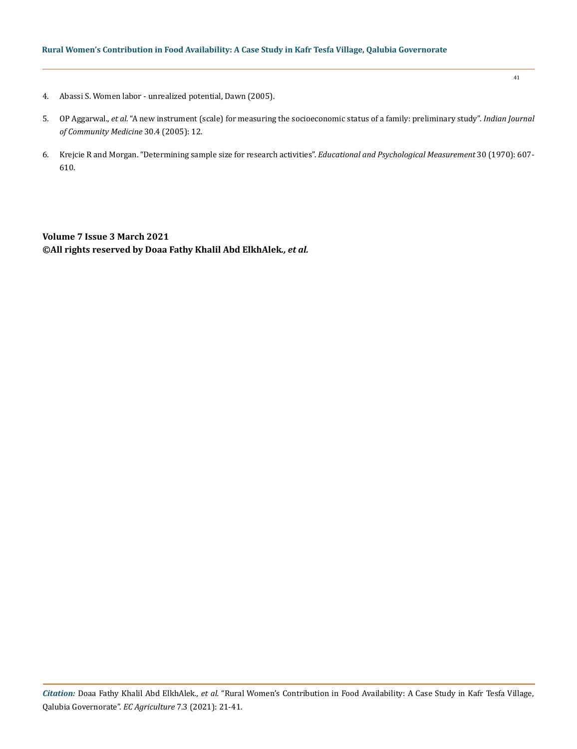4. Abassi S. Women labor - unrealized potential, Dawn (2005).

5. OP Aggarwal., *et al.* "A new instrument (scale) for measuring the socioeconomic status of a family: preliminary study". *Indian Journal of Community Medicine* 30.4 (2005): 12.

6. Krejcie R and Morgan. "Determining sample size for research activities". *Educational and Psychological Measurement* 30 (1970): 607-610.

**Volume 7 Issue 3 March 2021**
**©All rights reserved by Doaa Fathy Khalil Abd ElkhAlek., *et al.***